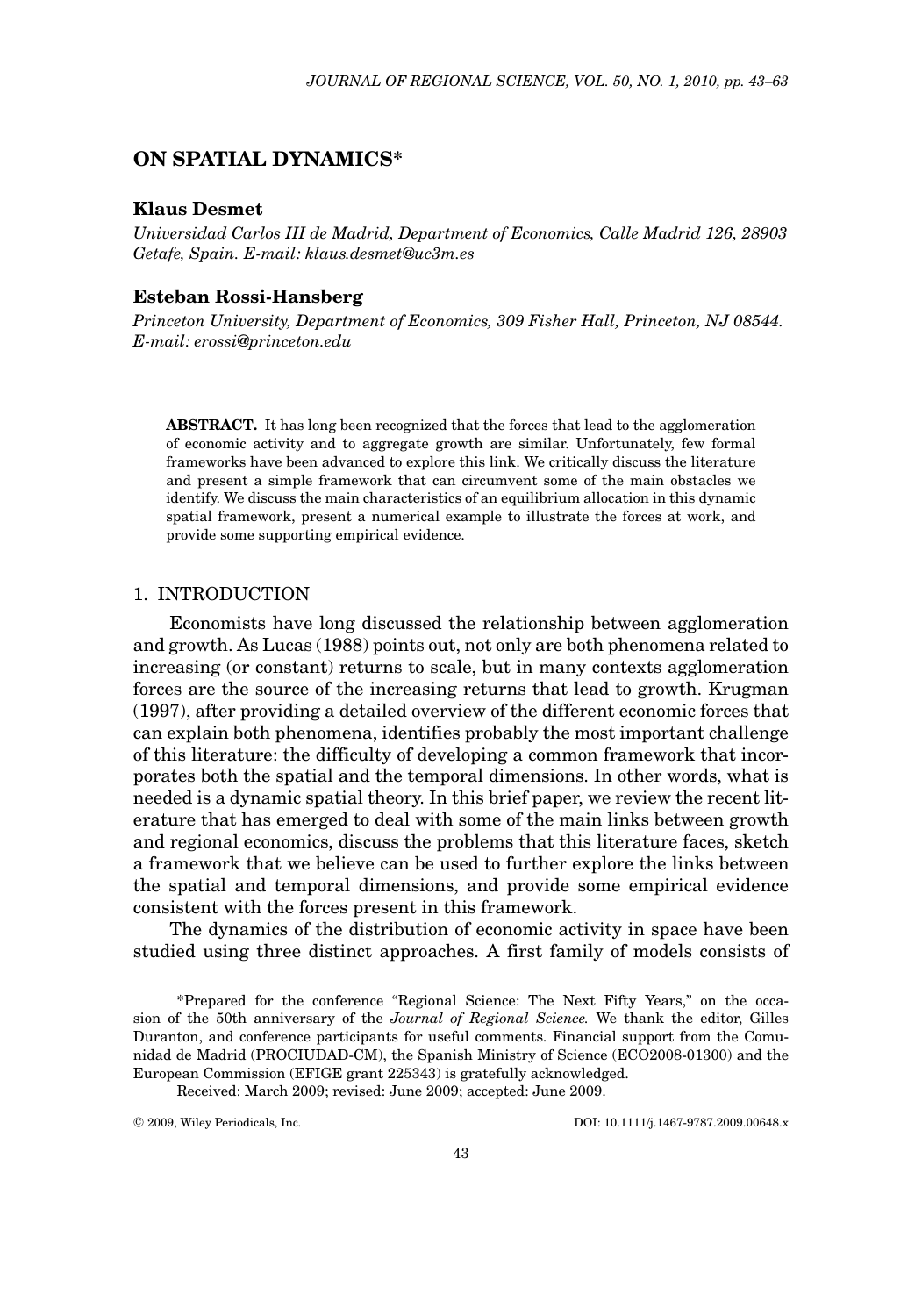# ON SPATIAL DYNAMICS*

**Klaus Desmet**

*Universidad Carlos III de Madrid, Department of Economics, Calle Madrid 126, 28903 Getafe, Spain. E-mail: klaus.desmet@uc3m.es*

**Esteban Rossi-Hansberg**

*Princeton University, Department of Economics, 309 Fisher Hall, Princeton, NJ 08544. E-mail: erossi@princeton.edu*

**ABSTRACT.** It has long been recognized that the forces that lead to the agglomeration of economic activity and to aggregate growth are similar. Unfortunately, few formal frameworks have been advanced to explore this link. We critically discuss the literature and present a simple framework that can circumvent some of the main obstacles we identify. We discuss the main characteristics of an equilibrium allocation in this dynamic spatial framework, present a numerical example to illustrate the forces at work, and provide some supporting empirical evidence.

## 1. INTRODUCTION

Economists have long discussed the relationship between agglomeration and growth. As Lucas (1988) points out, not only are both phenomena related to increasing (or constant) returns to scale, but in many contexts agglomeration forces are the source of the increasing returns that lead to growth. Krugman (1997), after providing a detailed overview of the different economic forces that can explain both phenomena, identifies probably the most important challenge of this literature: the difficulty of developing a common framework that incorporates both the spatial and the temporal dimensions. In other words, what is needed is a dynamic spatial theory. In this brief paper, we review the recent literature that has emerged to deal with some of the main links between growth and regional economics, discuss the problems that this literature faces, sketch a framework that we believe can be used to further explore the links between the spatial and temporal dimensions, and provide some empirical evidence consistent with the forces present in this framework.

The dynamics of the distribution of economic activity in space have been studied using three distinct approaches. A first family of models consists of

*Prepared for the conference "Regional Science: The Next Fifty Years," on the occasion of the 50th anniversary of the *Journal of Regional Science.* We thank the editor, Gilles Duranton, and conference participants for useful comments. Financial support from the Comunidad de Madrid (PROCIUDAD-CM), the Spanish Ministry of Science (ECO2008-01300) and the European Commission (EFIGE grant 225343) is gratefully acknowledged.

Received: March 2009; revised: June 2009; accepted: June 2009.

© 2009, Wiley Periodicals, Inc. DOI: 10.1111/j.1467-9787.2009.00648.x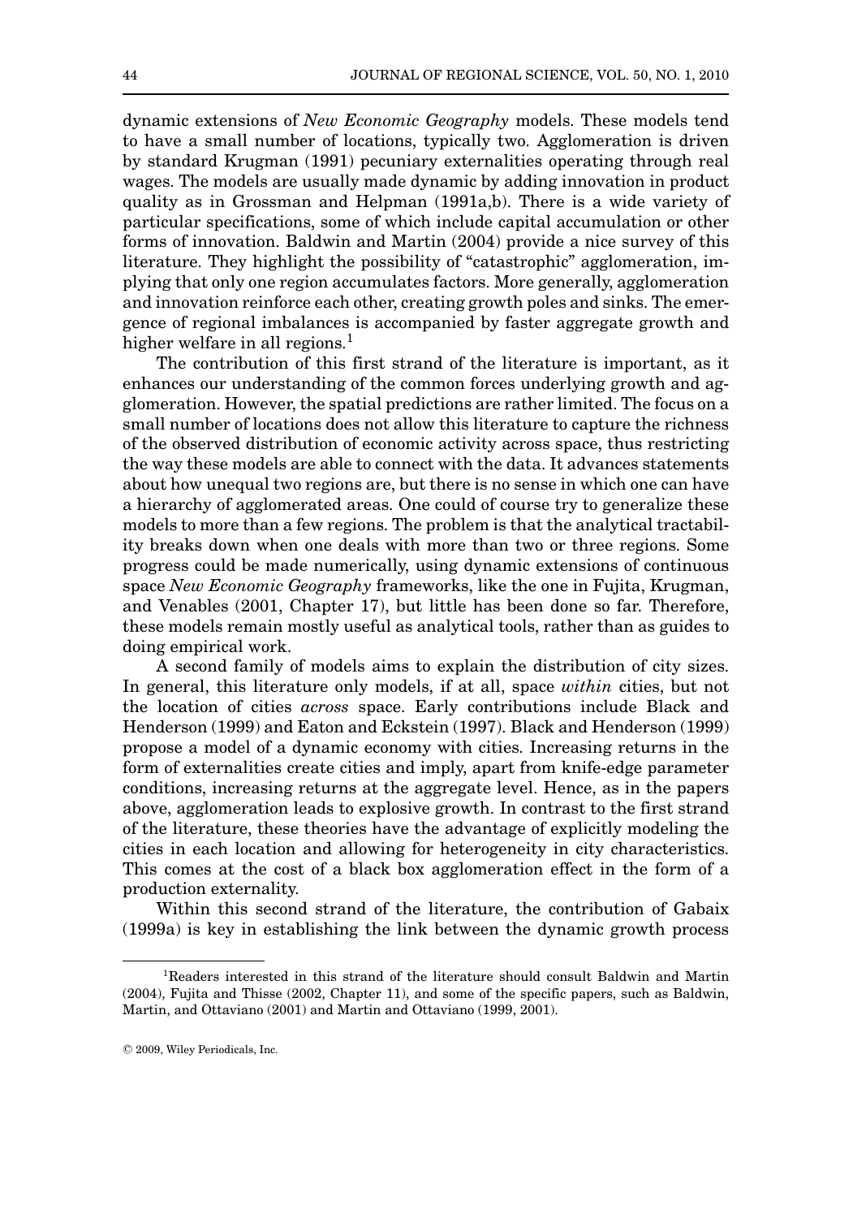dynamic extensions of *New Economic Geography* models. These models tend to have a small number of locations, typically two. Agglomeration is driven by standard Krugman (1991) pecuniary externalities operating through real wages. The models are usually made dynamic by adding innovation in product quality as in Grossman and Helpman (1991a,b). There is a wide variety of particular specifications, some of which include capital accumulation or other forms of innovation. Baldwin and Martin (2004) provide a nice survey of this literature. They highlight the possibility of "catastrophic" agglomeration, implying that only one region accumulates factors. More generally, agglomeration and innovation reinforce each other, creating growth poles and sinks. The emergence of regional imbalances is accompanied by faster aggregate growth and higher welfare in all regions.[1]

The contribution of this first strand of the literature is important, as it enhances our understanding of the common forces underlying growth and agglomeration. However, the spatial predictions are rather limited. The focus on a small number of locations does not allow this literature to capture the richness of the observed distribution of economic activity across space, thus restricting the way these models are able to connect with the data. It advances statements about how unequal two regions are, but there is no sense in which one can have a hierarchy of agglomerated areas. One could of course try to generalize these models to more than a few regions. The problem is that the analytical tractability breaks down when one deals with more than two or three regions. Some progress could be made numerically, using dynamic extensions of continuous space *New Economic Geography* frameworks, like the one in Fujita, Krugman, and Venables (2001, Chapter 17), but little has been done so far. Therefore, these models remain mostly useful as analytical tools, rather than as guides to doing empirical work.

A second family of models aims to explain the distribution of city sizes. In general, this literature only models, if at all, space *within* cities, but not the location of cities *across* space. Early contributions include Black and Henderson (1999) and Eaton and Eckstein (1997). Black and Henderson (1999) propose a model of a dynamic economy with cities. Increasing returns in the form of externalities create cities and imply, apart from knife-edge parameter conditions, increasing returns at the aggregate level. Hence, as in the papers above, agglomeration leads to explosive growth. In contrast to the first strand of the literature, these theories have the advantage of explicitly modeling the cities in each location and allowing for heterogeneity in city characteristics. This comes at the cost of a black box agglomeration effect in the form of a production externality.

Within this second strand of the literature, the contribution of Gabaix (1999a) is key in establishing the link between the dynamic growth process

[1]Readers interested in this strand of the literature should consult Baldwin and Martin (2004), Fujita and Thisse (2002, Chapter 11), and some of the specific papers, such as Baldwin, Martin, and Ottaviano (2001) and Martin and Ottaviano (1999, 2001).

© 2009, Wiley Periodicals, Inc.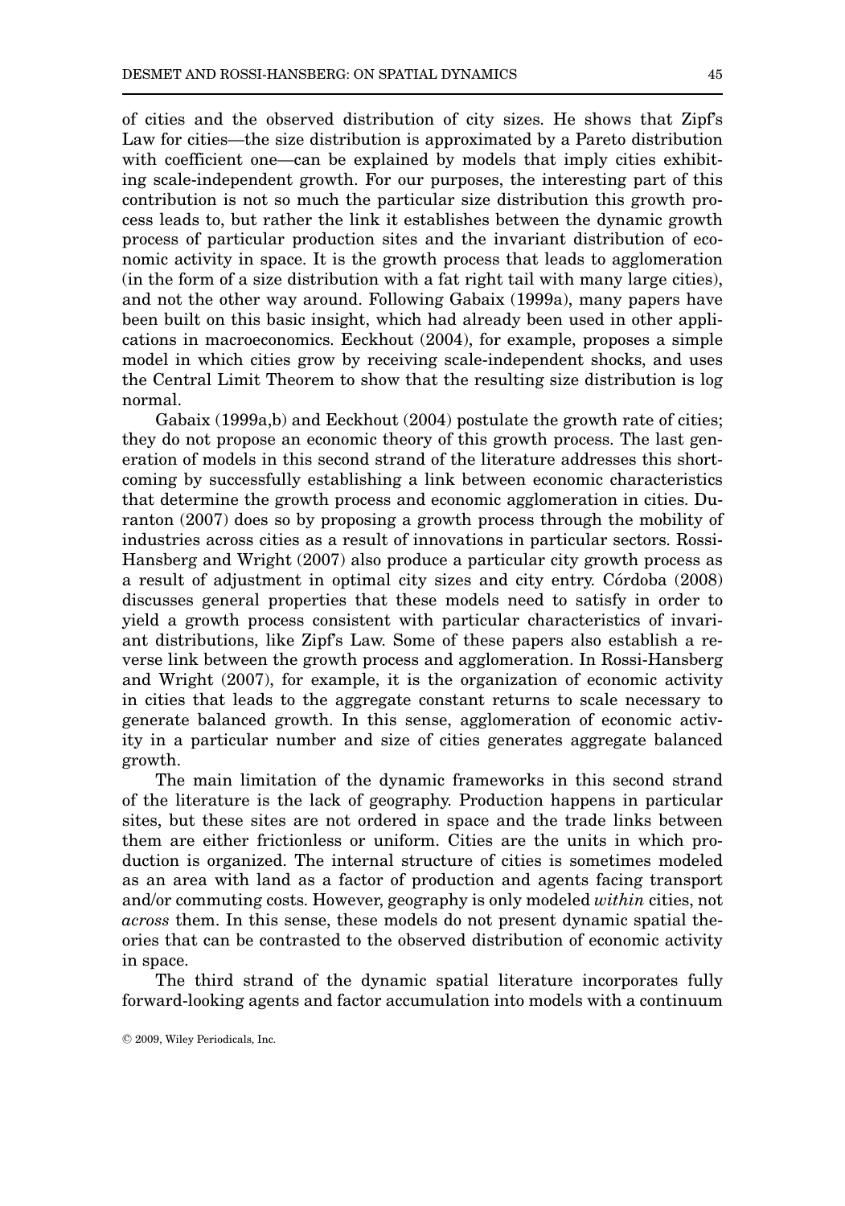of cities and the observed distribution of city sizes. He shows that Zipf's Law for cities—the size distribution is approximated by a Pareto distribution with coefficient one—can be explained by models that imply cities exhibiting scale-independent growth. For our purposes, the interesting part of this contribution is not so much the particular size distribution this growth process leads to, but rather the link it establishes between the dynamic growth process of particular production sites and the invariant distribution of economic activity in space. It is the growth process that leads to agglomeration (in the form of a size distribution with a fat right tail with many large cities), and not the other way around. Following Gabaix (1999a), many papers have been built on this basic insight, which had already been used in other applications in macroeconomics. Eeckhout (2004), for example, proposes a simple model in which cities grow by receiving scale-independent shocks, and uses the Central Limit Theorem to show that the resulting size distribution is log normal.

Gabaix (1999a,b) and Eeckhout (2004) postulate the growth rate of cities; they do not propose an economic theory of this growth process. The last generation of models in this second strand of the literature addresses this shortcoming by successfully establishing a link between economic characteristics that determine the growth process and economic agglomeration in cities. Duranton (2007) does so by proposing a growth process through the mobility of industries across cities as a result of innovations in particular sectors. Rossi-Hansberg and Wright (2007) also produce a particular city growth process as a result of adjustment in optimal city sizes and city entry. Córdoba (2008) discusses general properties that these models need to satisfy in order to yield a growth process consistent with particular characteristics of invariant distributions, like Zipf's Law. Some of these papers also establish a reverse link between the growth process and agglomeration. In Rossi-Hansberg and Wright (2007), for example, it is the organization of economic activity in cities that leads to the aggregate constant returns to scale necessary to generate balanced growth. In this sense, agglomeration of economic activity in a particular number and size of cities generates aggregate balanced growth.

The main limitation of the dynamic frameworks in this second strand of the literature is the lack of geography. Production happens in particular sites, but these sites are not ordered in space and the trade links between them are either frictionless or uniform. Cities are the units in which production is organized. The internal structure of cities is sometimes modeled as an area with land as a factor of production and agents facing transport and/or commuting costs. However, geography is only modeled *within* cities, not *across* them. In this sense, these models do not present dynamic spatial theories that can be contrasted to the observed distribution of economic activity in space.

The third strand of the dynamic spatial literature incorporates fully forward-looking agents and factor accumulation into models with a continuum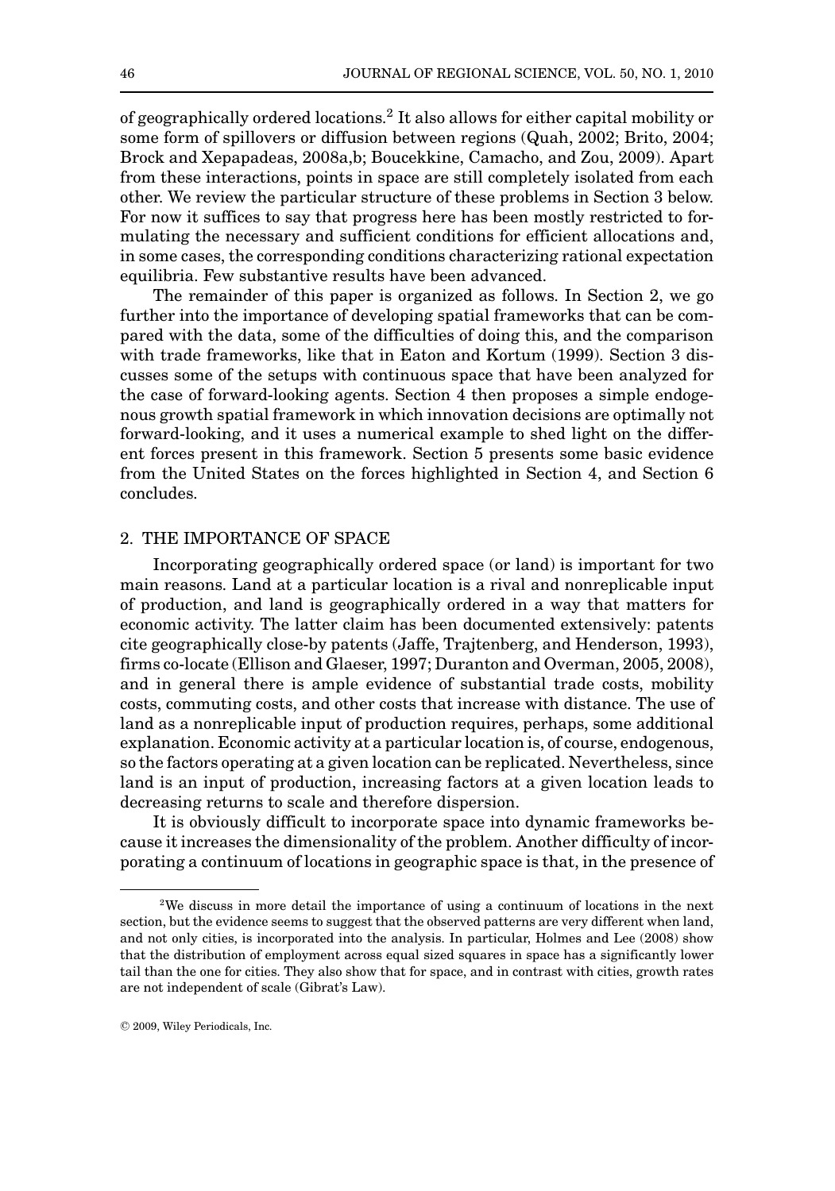of geographically ordered locations.[2] It also allows for either capital mobility or some form of spillovers or diffusion between regions (Quah, 2002; Brito, 2004; Brock and Xepapadeas, 2008a,b; Boucekkine, Camacho, and Zou, 2009). Apart from these interactions, points in space are still completely isolated from each other. We review the particular structure of these problems in Section 3 below. For now it suffices to say that progress here has been mostly restricted to formulating the necessary and sufficient conditions for efficient allocations and, in some cases, the corresponding conditions characterizing rational expectation equilibria. Few substantive results have been advanced.

The remainder of this paper is organized as follows. In Section 2, we go further into the importance of developing spatial frameworks that can be compared with the data, some of the difficulties of doing this, and the comparison with trade frameworks, like that in Eaton and Kortum (1999). Section 3 discusses some of the setups with continuous space that have been analyzed for the case of forward-looking agents. Section 4 then proposes a simple endogenous growth spatial framework in which innovation decisions are optimally not forward-looking, and it uses a numerical example to shed light on the different forces present in this framework. Section 5 presents some basic evidence from the United States on the forces highlighted in Section 4, and Section 6 concludes.

## 2. THE IMPORTANCE OF SPACE

Incorporating geographically ordered space (or land) is important for two main reasons. Land at a particular location is a rival and nonreplicable input of production, and land is geographically ordered in a way that matters for economic activity. The latter claim has been documented extensively: patents cite geographically close-by patents (Jaffe, Trajtenberg, and Henderson, 1993), firms co-locate (Ellison and Glaeser, 1997; Duranton and Overman, 2005, 2008), and in general there is ample evidence of substantial trade costs, mobility costs, commuting costs, and other costs that increase with distance. The use of land as a nonreplicable input of production requires, perhaps, some additional explanation. Economic activity at a particular location is, of course, endogenous, so the factors operating at a given location can be replicated. Nevertheless, since land is an input of production, increasing factors at a given location leads to decreasing returns to scale and therefore dispersion.

It is obviously difficult to incorporate space into dynamic frameworks because it increases the dimensionality of the problem. Another difficulty of incorporating a continuum of locations in geographic space is that, in the presence of

[2] We discuss in more detail the importance of using a continuum of locations in the next section, but the evidence seems to suggest that the observed patterns are very different when land, and not only cities, is incorporated into the analysis. In particular, Holmes and Lee (2008) show that the distribution of employment across equal sized squares in space has a significantly lower tail than the one for cities. They also show that for space, and in contrast with cities, growth rates are not independent of scale (Gibrat's Law).

© 2009, Wiley Periodicals, Inc.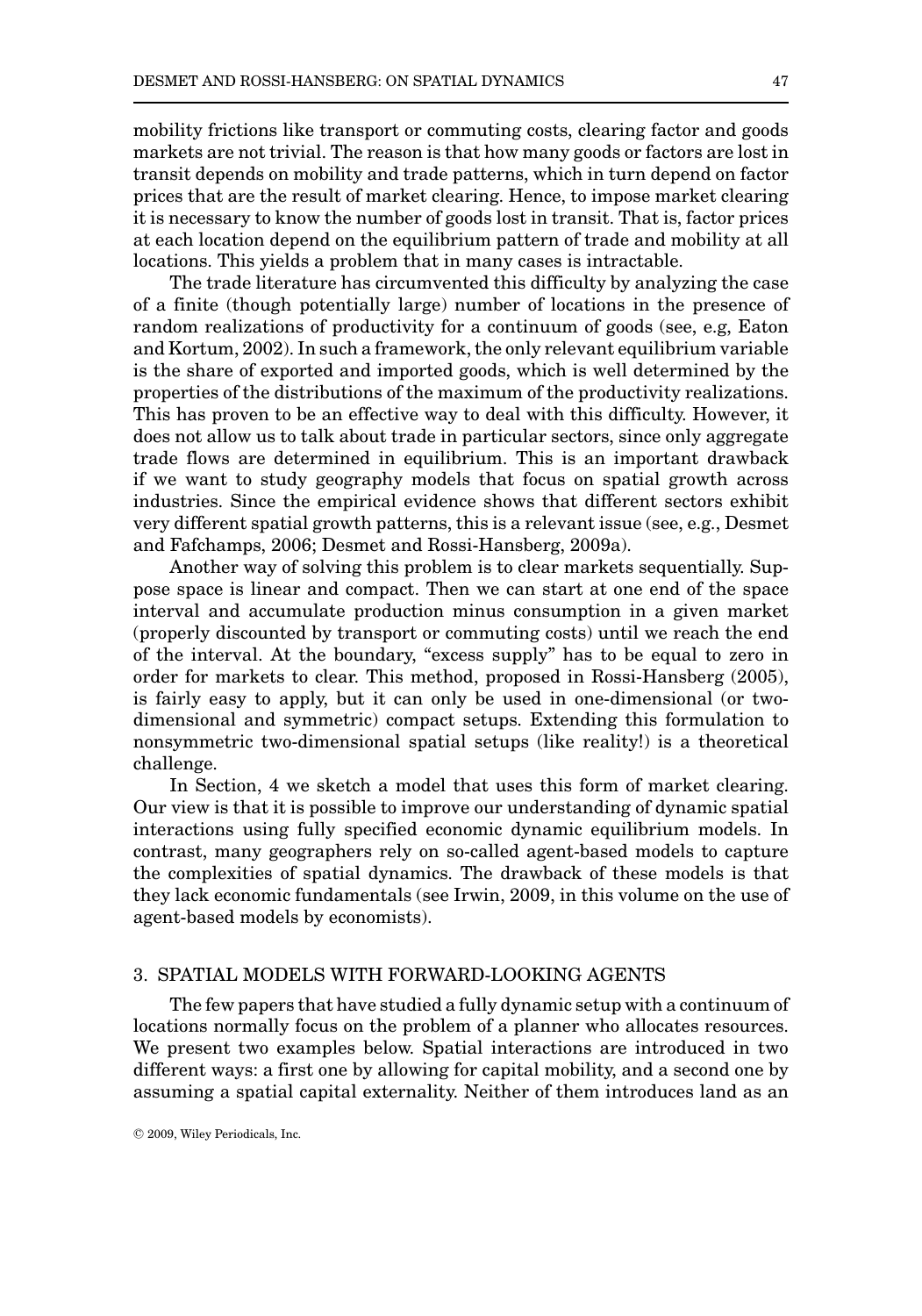mobility frictions like transport or commuting costs, clearing factor and goods markets are not trivial. The reason is that how many goods or factors are lost in transit depends on mobility and trade patterns, which in turn depend on factor prices that are the result of market clearing. Hence, to impose market clearing it is necessary to know the number of goods lost in transit. That is, factor prices at each location depend on the equilibrium pattern of trade and mobility at all locations. This yields a problem that in many cases is intractable.

The trade literature has circumvented this difficulty by analyzing the case of a finite (though potentially large) number of locations in the presence of random realizations of productivity for a continuum of goods (see, e.g, Eaton and Kortum, 2002). In such a framework, the only relevant equilibrium variable is the share of exported and imported goods, which is well determined by the properties of the distributions of the maximum of the productivity realizations. This has proven to be an effective way to deal with this difficulty. However, it does not allow us to talk about trade in particular sectors, since only aggregate trade flows are determined in equilibrium. This is an important drawback if we want to study geography models that focus on spatial growth across industries. Since the empirical evidence shows that different sectors exhibit very different spatial growth patterns, this is a relevant issue (see, e.g., Desmet and Fafchamps, 2006; Desmet and Rossi-Hansberg, 2009a).

Another way of solving this problem is to clear markets sequentially. Suppose space is linear and compact. Then we can start at one end of the space interval and accumulate production minus consumption in a given market (properly discounted by transport or commuting costs) until we reach the end of the interval. At the boundary, "excess supply" has to be equal to zero in order for markets to clear. This method, proposed in Rossi-Hansberg (2005), is fairly easy to apply, but it can only be used in one-dimensional (or two-dimensional and symmetric) compact setups. Extending this formulation to nonsymmetric two-dimensional spatial setups (like reality!) is a theoretical challenge.

In Section, 4 we sketch a model that uses this form of market clearing. Our view is that it is possible to improve our understanding of dynamic spatial interactions using fully specified economic dynamic equilibrium models. In contrast, many geographers rely on so-called agent-based models to capture the complexities of spatial dynamics. The drawback of these models is that they lack economic fundamentals (see Irwin, 2009, in this volume on the use of agent-based models by economists).

## 3. SPATIAL MODELS WITH FORWARD-LOOKING AGENTS

The few papers that have studied a fully dynamic setup with a continuum of locations normally focus on the problem of a planner who allocates resources. We present two examples below. Spatial interactions are introduced in two different ways: a first one by allowing for capital mobility, and a second one by assuming a spatial capital externality. Neither of them introduces land as an

© 2009, Wiley Periodicals, Inc.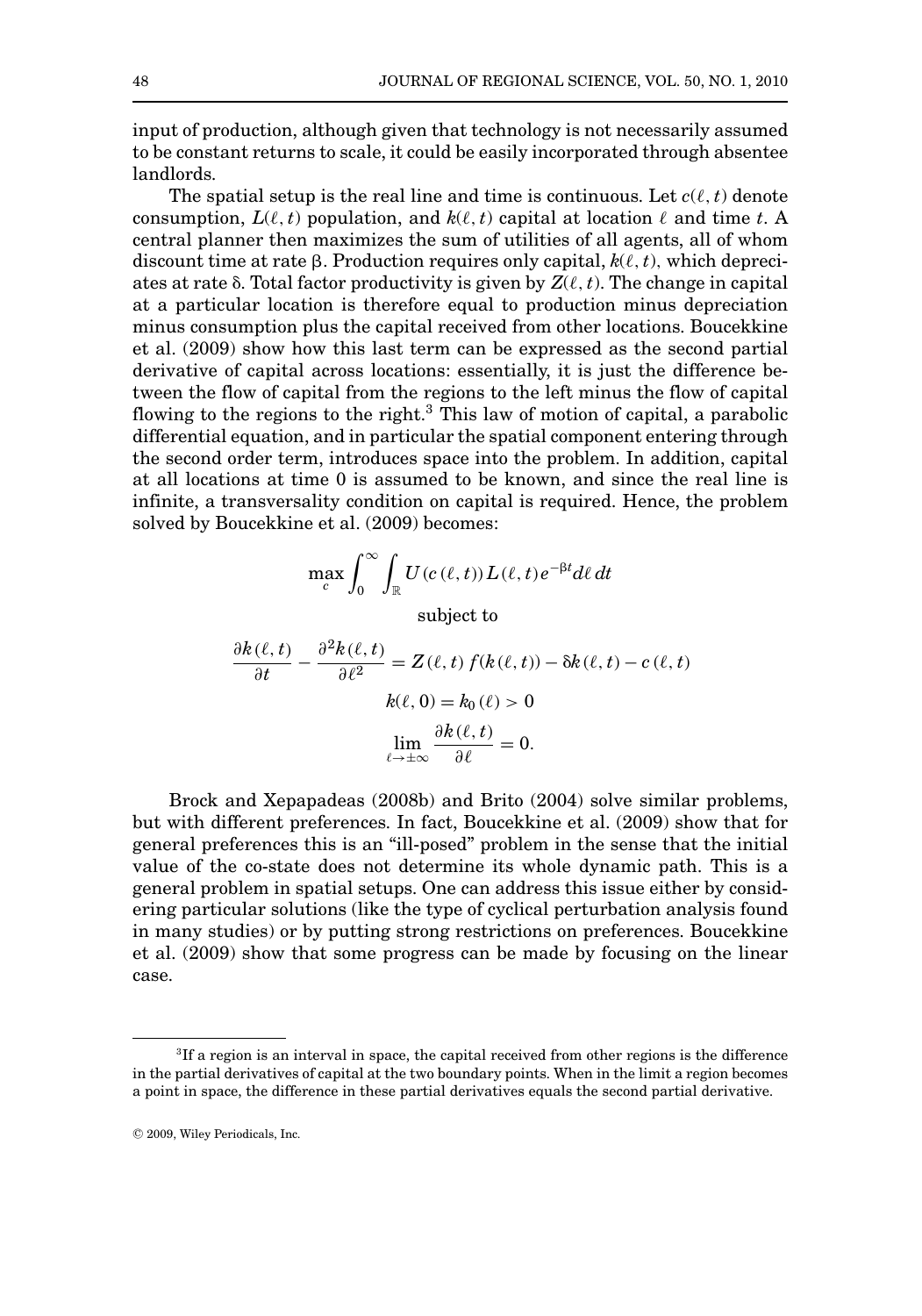input of production, although given that technology is not necessarily assumed to be constant returns to scale, it could be easily incorporated through absentee landlords.

The spatial setup is the real line and time is continuous. Let $c(\ell, t)$ denote consumption, $L(\ell, t)$ population, and $k(\ell, t)$ capital at location $\ell$ and time $t$. A central planner then maximizes the sum of utilities of all agents, all of whom discount time at rate $\beta$. Production requires only capital, $k(\ell, t)$, which depreciates at rate $\delta$. Total factor productivity is given by $Z(\ell, t)$. The change in capital at a particular location is therefore equal to production minus depreciation minus consumption plus the capital received from other locations. Boucekkine et al. (2009) show how this last term can be expressed as the second partial derivative of capital across locations: essentially, it is just the difference between the flow of capital from the regions to the left minus the flow of capital flowing to the regions to the right.[3] This law of motion of capital, a parabolic differential equation, and in particular the spatial component entering through the second order term, introduces space into the problem. In addition, capital at all locations at time 0 is assumed to be known, and since the real line is infinite, a transversality condition on capital is required. Hence, the problem solved by Boucekkine et al. (2009) becomes:

$$\max_{c} \int_0^{\infty} \int_{\mathbb{R}} U(c(\ell, t)) L(\ell, t) e^{-\beta t} d\ell \, dt$$

subject to

$$\frac{\partial k(\ell, t)}{\partial t} - \frac{\partial^2 k(\ell, t)}{\partial \ell^2} = Z(\ell, t) f(k(\ell, t)) - \delta k(\ell, t) - c(\ell, t)$$

$$k(\ell, 0) = k_0(\ell) > 0$$

$$\lim_{\ell \to \pm\infty} \frac{\partial k(\ell, t)}{\partial \ell} = 0.$$

Brock and Xepapadeas (2008b) and Brito (2004) solve similar problems, but with different preferences. In fact, Boucekkine et al. (2009) show that for general preferences this is an "ill-posed" problem in the sense that the initial value of the co-state does not determine its whole dynamic path. This is a general problem in spatial setups. One can address this issue either by considering particular solutions (like the type of cyclical perturbation analysis found in many studies) or by putting strong restrictions on preferences. Boucekkine et al. (2009) show that some progress can be made by focusing on the linear case.

[3] If a region is an interval in space, the capital received from other regions is the difference in the partial derivatives of capital at the two boundary points. When in the limit a region becomes a point in space, the difference in these partial derivatives equals the second partial derivative.

© 2009, Wiley Periodicals, Inc.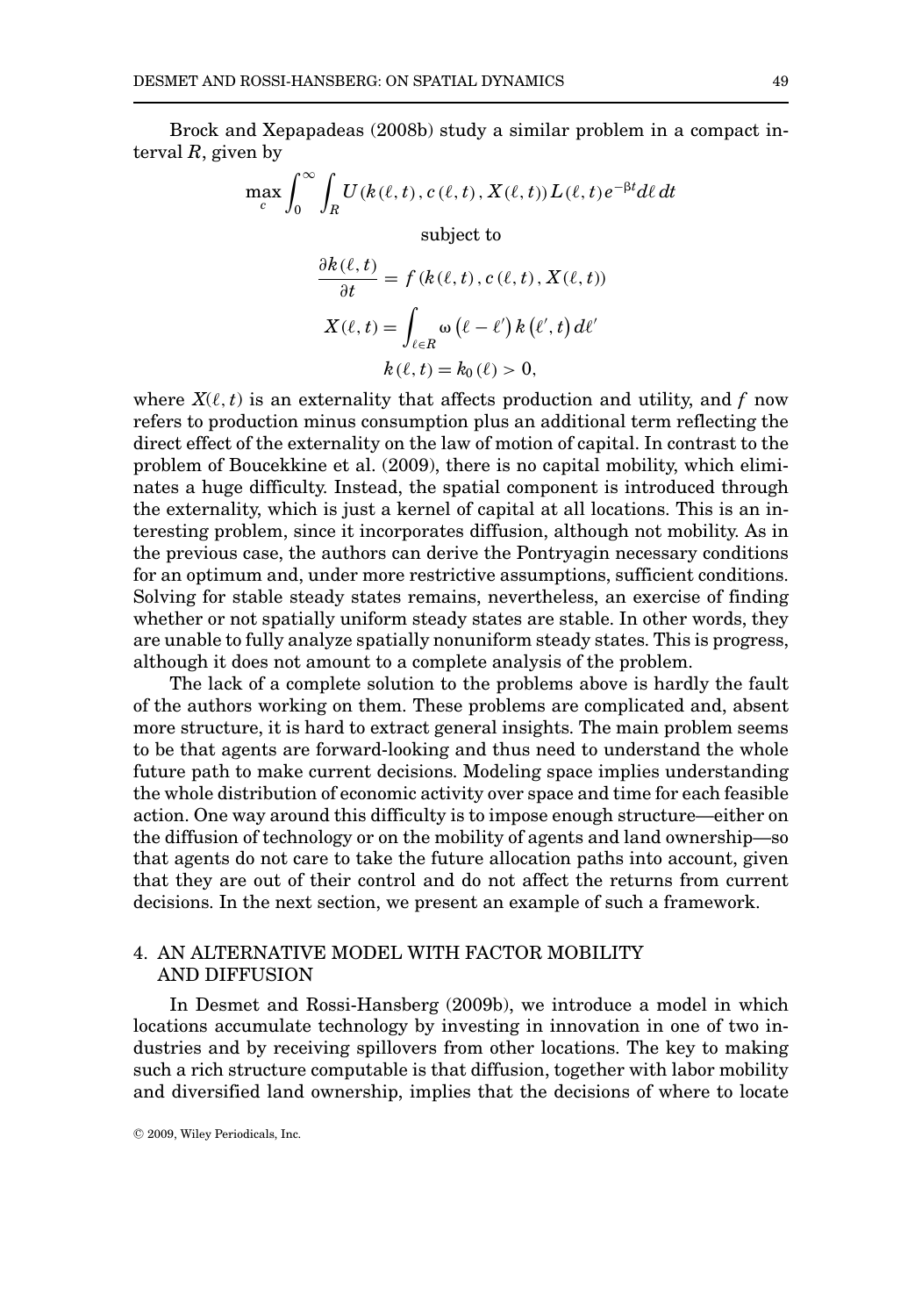Brock and Xepapadeas (2008b) study a similar problem in a compact interval $R$, given by

$$\max_{c} \int_0^{\infty} \int_R U(k(\ell,t), c(\ell,t), X(\ell,t)) L(\ell,t) e^{-\beta t} d\ell \, dt$$

subject to

$$\frac{\partial k(\ell,t)}{\partial t} = f(k(\ell,t), c(\ell,t), X(\ell,t))$$

$$X(\ell,t) = \int_{\ell \in R} \omega(\ell - \ell') k(\ell', t) d\ell'$$

$$k(\ell,t) = k_0(\ell) > 0,$$

where $X(\ell, t)$ is an externality that affects production and utility, and $f$ now refers to production minus consumption plus an additional term reflecting the direct effect of the externality on the law of motion of capital. In contrast to the problem of Boucekkine et al. (2009), there is no capital mobility, which eliminates a huge difficulty. Instead, the spatial component is introduced through the externality, which is just a kernel of capital at all locations. This is an interesting problem, since it incorporates diffusion, although not mobility. As in the previous case, the authors can derive the Pontryagin necessary conditions for an optimum and, under more restrictive assumptions, sufficient conditions. Solving for stable steady states remains, nevertheless, an exercise of finding whether or not spatially uniform steady states are stable. In other words, they are unable to fully analyze spatially nonuniform steady states. This is progress, although it does not amount to a complete analysis of the problem.

The lack of a complete solution to the problems above is hardly the fault of the authors working on them. These problems are complicated and, absent more structure, it is hard to extract general insights. The main problem seems to be that agents are forward-looking and thus need to understand the whole future path to make current decisions. Modeling space implies understanding the whole distribution of economic activity over space and time for each feasible action. One way around this difficulty is to impose enough structure—either on the diffusion of technology or on the mobility of agents and land ownership—so that agents do not care to take the future allocation paths into account, given that they are out of their control and do not affect the returns from current decisions. In the next section, we present an example of such a framework.

## 4. AN ALTERNATIVE MODEL WITH FACTOR MOBILITY AND DIFFUSION

In Desmet and Rossi-Hansberg (2009b), we introduce a model in which locations accumulate technology by investing in innovation in one of two industries and by receiving spillovers from other locations. The key to making such a rich structure computable is that diffusion, together with labor mobility and diversified land ownership, implies that the decisions of where to locate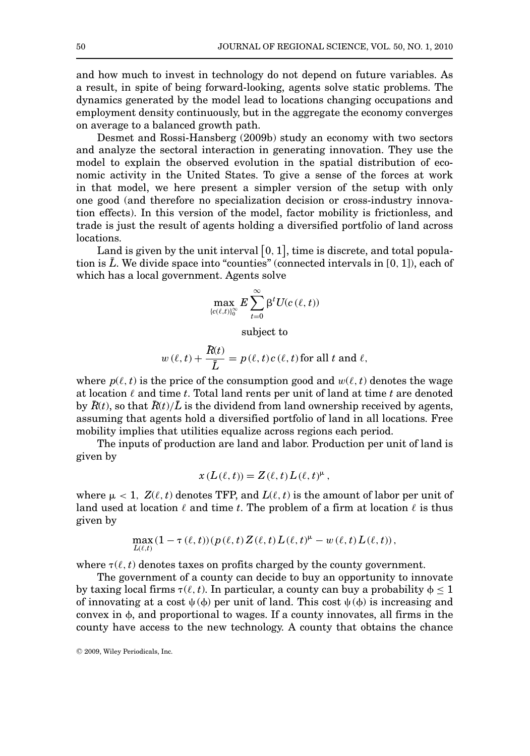and how much to invest in technology do not depend on future variables. As a result, in spite of being forward-looking, agents solve static problems. The dynamics generated by the model lead to locations changing occupations and employment density continuously, but in the aggregate the economy converges on average to a balanced growth path.

Desmet and Rossi-Hansberg (2009b) study an economy with two sectors and analyze the sectoral interaction in generating innovation. They use the model to explain the observed evolution in the spatial distribution of economic activity in the United States. To give a sense of the forces at work in that model, we here present a simpler version of the setup with only one good (and therefore no specialization decision or cross-industry innovation effects). In this version of the model, factor mobility is frictionless, and trade is just the result of agents holding a diversified portfolio of land across locations.

Land is given by the unit interval $[0, 1]$, time is discrete, and total population is $\bar{L}$. We divide space into "counties" (connected intervals in [0, 1]), each of which has a local government. Agents solve

$$\max_{\{c(\ell,t)\}_0^\infty} E \sum_{t=0}^{\infty} \beta^t U(c(\ell, t))$$

subject to

$$w(\ell, t) + \frac{\bar{R}(t)}{\bar{L}} = p(\ell, t)\, c(\ell, t) \text{ for all } t \text{ and } \ell,$$

where $p(\ell, t)$ is the price of the consumption good and $w(\ell, t)$ denotes the wage at location $\ell$ and time $t$. Total land rents per unit of land at time $t$ are denoted by $\bar{R}(t)$, so that $\bar{R}(t)/\bar{L}$ is the dividend from land ownership received by agents, assuming that agents hold a diversified portfolio of land in all locations. Free mobility implies that utilities equalize across regions each period.

The inputs of production are land and labor. Production per unit of land is given by

$$x(L(\ell, t)) = Z(\ell, t)\, L(\ell, t)^{\mu},$$

where $\mu < 1$, $Z(\ell, t)$ denotes TFP, and $L(\ell, t)$ is the amount of labor per unit of land used at location $\ell$ and time $t$. The problem of a firm at location $\ell$ is thus given by

$$\max_{L(\ell,t)} (1 - \tau(\ell, t))(p(\ell, t)\, Z(\ell, t)\, L(\ell, t)^{\mu} - w(\ell, t)\, L(\ell, t)),$$

where $\tau(\ell, t)$ denotes taxes on profits charged by the county government.

The government of a county can decide to buy an opportunity to innovate by taxing local firms $\tau(\ell, t)$. In particular, a county can buy a probability $\phi \leq 1$ of innovating at a cost $\psi(\phi)$ per unit of land. This cost $\psi(\phi)$ is increasing and convex in $\phi$, and proportional to wages. If a county innovates, all firms in the county have access to the new technology. A county that obtains the chance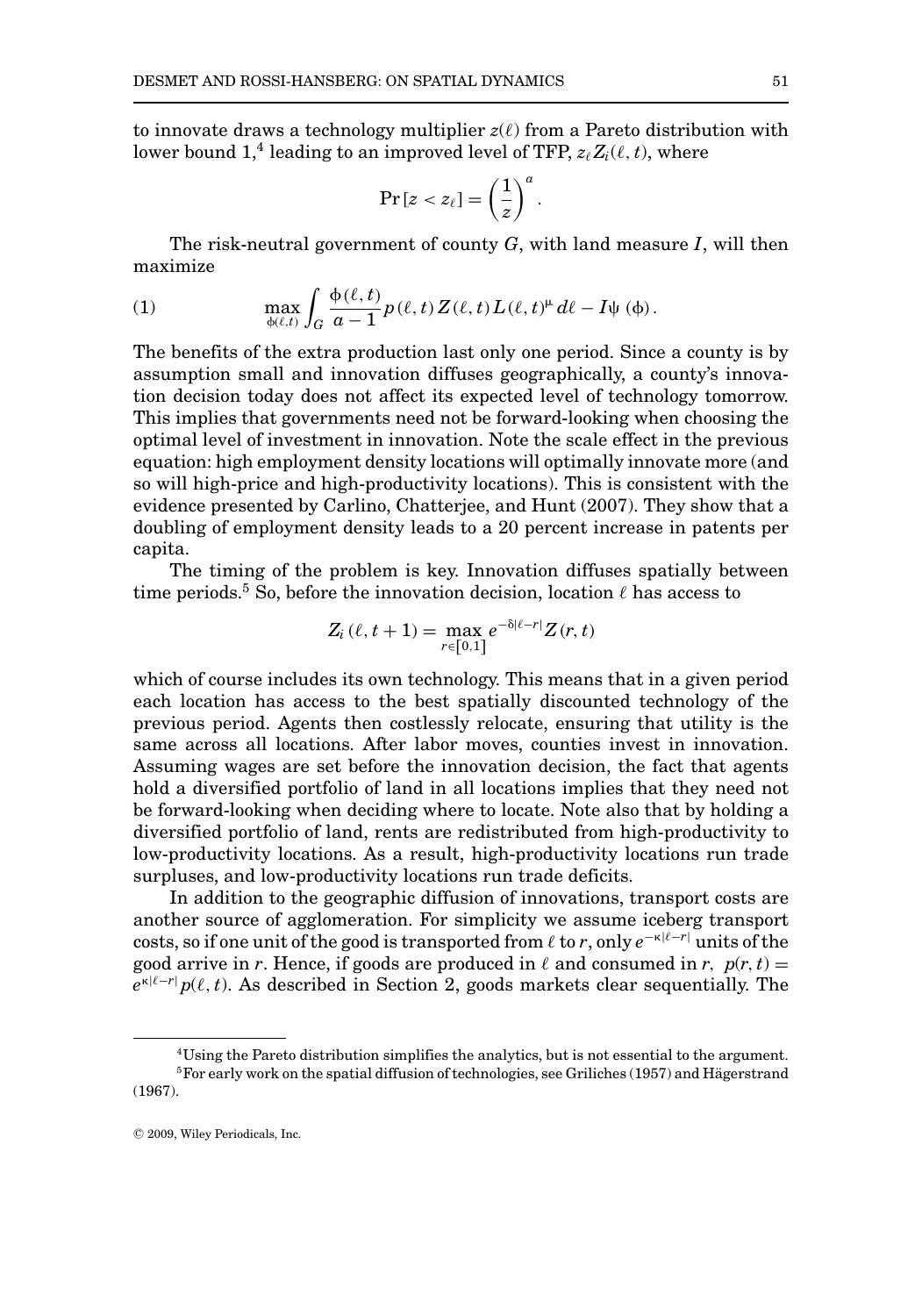to innovate draws a technology multiplier $z(\ell)$ from a Pareto distribution with lower bound 1,[4] leading to an improved level of TFP, $z_\ell Z_i(\ell, t)$, where

$$\Pr[z < z_\ell] = \left(\frac{1}{z}\right)^a.$$

The risk-neutral government of county $G$, with land measure $I$, will then maximize

$$\max_{\phi(\ell,t)} \int_G \frac{\phi(\ell,t)}{a-1} p(\ell,t) Z(\ell,t) L(\ell,t)^\mu \, d\ell - I\psi(\phi). \tag{1}$$

The benefits of the extra production last only one period. Since a county is by assumption small and innovation diffuses geographically, a county's innovation decision today does not affect its expected level of technology tomorrow. This implies that governments need not be forward-looking when choosing the optimal level of investment in innovation. Note the scale effect in the previous equation: high employment density locations will optimally innovate more (and so will high-price and high-productivity locations). This is consistent with the evidence presented by Carlino, Chatterjee, and Hunt (2007). They show that a doubling of employment density leads to a 20 percent increase in patents per capita.

The timing of the problem is key. Innovation diffuses spatially between time periods.[5] So, before the innovation decision, location $\ell$ has access to

$$Z_i(\ell, t+1) = \max_{r \in [0,1]} e^{-\delta|\ell - r|} Z(r, t)$$

which of course includes its own technology. This means that in a given period each location has access to the best spatially discounted technology of the previous period. Agents then costlessly relocate, ensuring that utility is the same across all locations. After labor moves, counties invest in innovation. Assuming wages are set before the innovation decision, the fact that agents hold a diversified portfolio of land in all locations implies that they need not be forward-looking when deciding where to locate. Note also that by holding a diversified portfolio of land, rents are redistributed from high-productivity to low-productivity locations. As a result, high-productivity locations run trade surpluses, and low-productivity locations run trade deficits.

In addition to the geographic diffusion of innovations, transport costs are another source of agglomeration. For simplicity we assume iceberg transport costs, so if one unit of the good is transported from $\ell$ to $r$, only $e^{-\kappa|\ell - r|}$ units of the good arrive in $r$. Hence, if goods are produced in $\ell$ and consumed in $r$, $p(r,t) = e^{\kappa|\ell - r|} p(\ell, t)$. As described in Section 2, goods markets clear sequentially. The

[4] Using the Pareto distribution simplifies the analytics, but is not essential to the argument.

[5] For early work on the spatial diffusion of technologies, see Griliches (1957) and Hägerstrand (1967).

© 2009, Wiley Periodicals, Inc.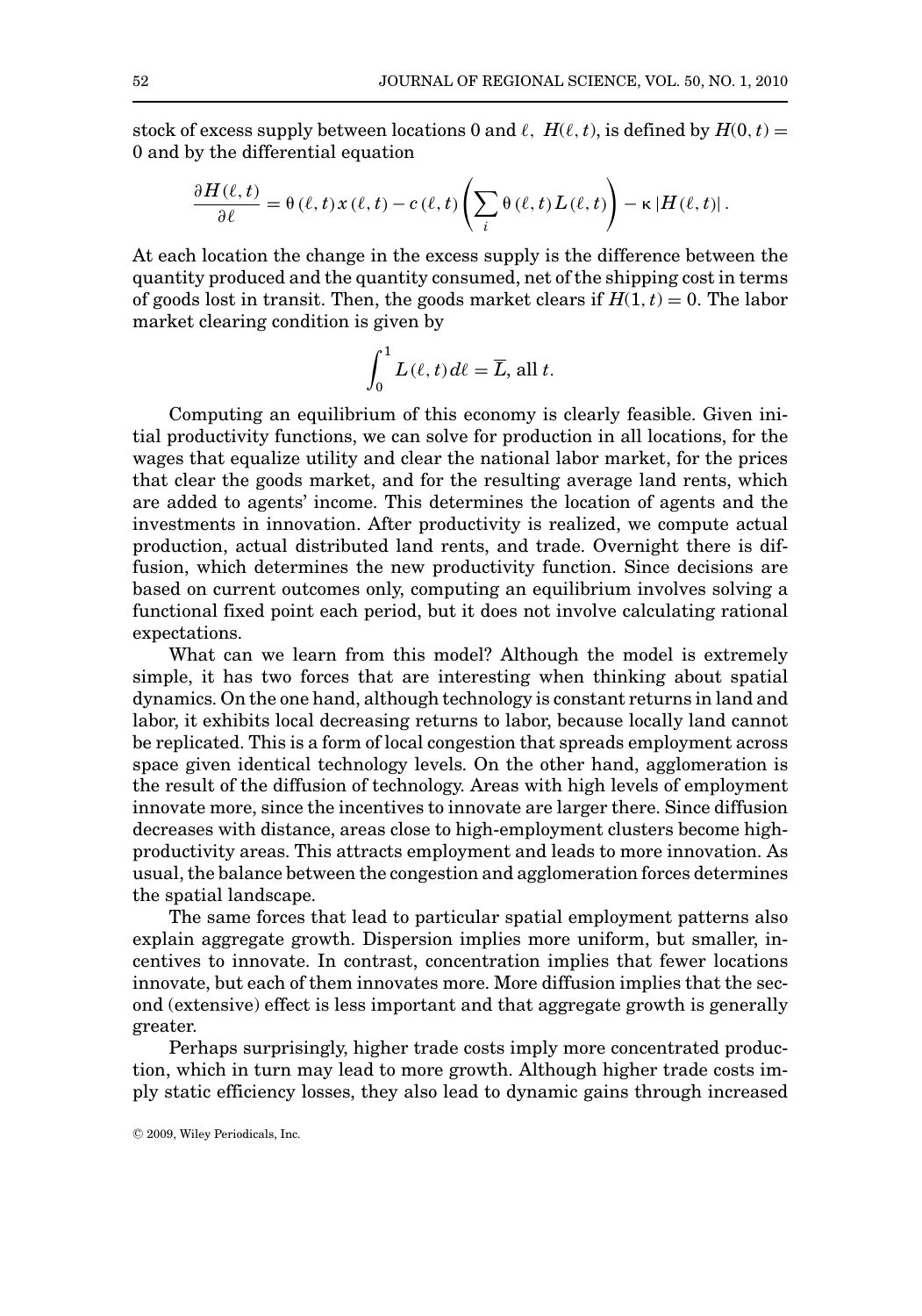stock of excess supply between locations 0 and $\ell$, $H(\ell, t)$, is defined by $H(0, t) = 0$ and by the differential equation

$$\frac{\partial H(\ell, t)}{\partial \ell} = \theta(\ell, t)\, x(\ell, t) - c(\ell, t)\left(\sum_i \theta(\ell, t)\, L(\ell, t)\right) - \kappa\, |H(\ell, t)|\,.$$

At each location the change in the excess supply is the difference between the quantity produced and the quantity consumed, net of the shipping cost in terms of goods lost in transit. Then, the goods market clears if $H(1, t) = 0$. The labor market clearing condition is given by

$$\int_0^1 L(\ell, t)\, d\ell = \overline{L}, \text{ all } t.$$

Computing an equilibrium of this economy is clearly feasible. Given initial productivity functions, we can solve for production in all locations, for the wages that equalize utility and clear the national labor market, for the prices that clear the goods market, and for the resulting average land rents, which are added to agents' income. This determines the location of agents and the investments in innovation. After productivity is realized, we compute actual production, actual distributed land rents, and trade. Overnight there is diffusion, which determines the new productivity function. Since decisions are based on current outcomes only, computing an equilibrium involves solving a functional fixed point each period, but it does not involve calculating rational expectations.

What can we learn from this model? Although the model is extremely simple, it has two forces that are interesting when thinking about spatial dynamics. On the one hand, although technology is constant returns in land and labor, it exhibits local decreasing returns to labor, because locally land cannot be replicated. This is a form of local congestion that spreads employment across space given identical technology levels. On the other hand, agglomeration is the result of the diffusion of technology. Areas with high levels of employment innovate more, since the incentives to innovate are larger there. Since diffusion decreases with distance, areas close to high-employment clusters become high-productivity areas. This attracts employment and leads to more innovation. As usual, the balance between the congestion and agglomeration forces determines the spatial landscape.

The same forces that lead to particular spatial employment patterns also explain aggregate growth. Dispersion implies more uniform, but smaller, incentives to innovate. In contrast, concentration implies that fewer locations innovate, but each of them innovates more. More diffusion implies that the second (extensive) effect is less important and that aggregate growth is generally greater.

Perhaps surprisingly, higher trade costs imply more concentrated production, which in turn may lead to more growth. Although higher trade costs imply static efficiency losses, they also lead to dynamic gains through increased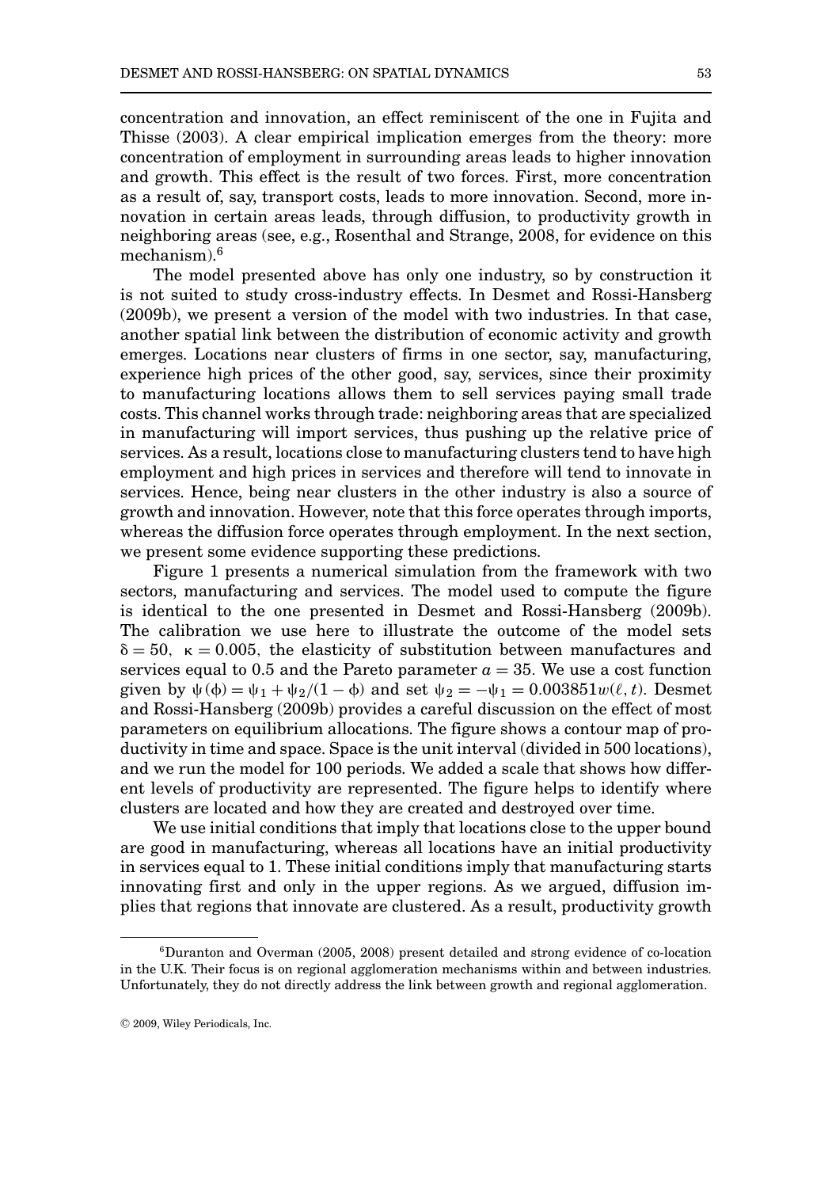concentration and innovation, an effect reminiscent of the one in Fujita and Thisse (2003). A clear empirical implication emerges from the theory: more concentration of employment in surrounding areas leads to higher innovation and growth. This effect is the result of two forces. First, more concentration as a result of, say, transport costs, leads to more innovation. Second, more innovation in certain areas leads, through diffusion, to productivity growth in neighboring areas (see, e.g., Rosenthal and Strange, 2008, for evidence on this mechanism).[6]

The model presented above has only one industry, so by construction it is not suited to study cross-industry effects. In Desmet and Rossi-Hansberg (2009b), we present a version of the model with two industries. In that case, another spatial link between the distribution of economic activity and growth emerges. Locations near clusters of firms in one sector, say, manufacturing, experience high prices of the other good, say, services, since their proximity to manufacturing locations allows them to sell services paying small trade costs. This channel works through trade: neighboring areas that are specialized in manufacturing will import services, thus pushing up the relative price of services. As a result, locations close to manufacturing clusters tend to have high employment and high prices in services and therefore will tend to innovate in services. Hence, being near clusters in the other industry is also a source of growth and innovation. However, note that this force operates through imports, whereas the diffusion force operates through employment. In the next section, we present some evidence supporting these predictions.

Figure 1 presents a numerical simulation from the framework with two sectors, manufacturing and services. The model used to compute the figure is identical to the one presented in Desmet and Rossi-Hansberg (2009b). The calibration we use here to illustrate the outcome of the model sets $\delta = 50$, $\kappa = 0.005$, the elasticity of substitution between manufactures and services equal to 0.5 and the Pareto parameter $a = 35$. We use a cost function given by $\psi(\phi) = \psi_1 + \psi_2/(1 - \phi)$ and set $\psi_2 = -\psi_1 = 0.003851w(\ell, t)$. Desmet and Rossi-Hansberg (2009b) provides a careful discussion on the effect of most parameters on equilibrium allocations. The figure shows a contour map of productivity in time and space. Space is the unit interval (divided in 500 locations), and we run the model for 100 periods. We added a scale that shows how different levels of productivity are represented. The figure helps to identify where clusters are located and how they are created and destroyed over time.

We use initial conditions that imply that locations close to the upper bound are good in manufacturing, whereas all locations have an initial productivity in services equal to 1. These initial conditions imply that manufacturing starts innovating first and only in the upper regions. As we argued, diffusion implies that regions that innovate are clustered. As a result, productivity growth

[6] Duranton and Overman (2005, 2008) present detailed and strong evidence of co-location in the U.K. Their focus is on regional agglomeration mechanisms within and between industries. Unfortunately, they do not directly address the link between growth and regional agglomeration.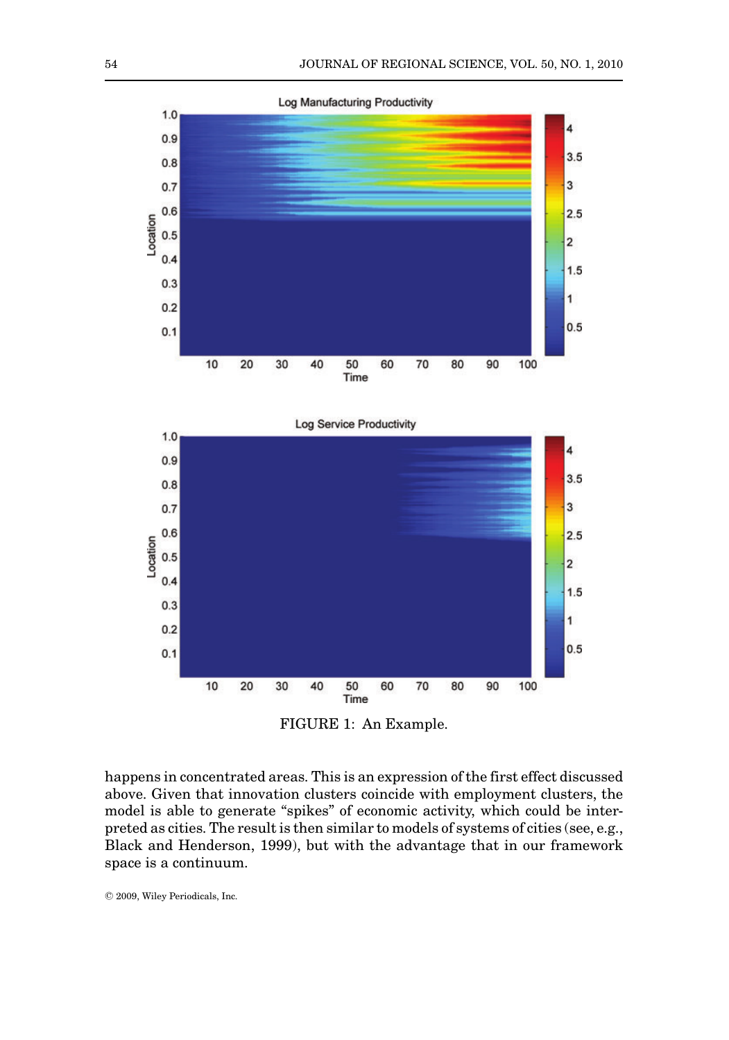FIGURE 1: An Example.

happens in concentrated areas. This is an expression of the first effect discussed above. Given that innovation clusters coincide with employment clusters, the model is able to generate "spikes" of economic activity, which could be interpreted as cities. The result is then similar to models of systems of cities (see, e.g., Black and Henderson, 1999), but with the advantage that in our framework space is a continuum.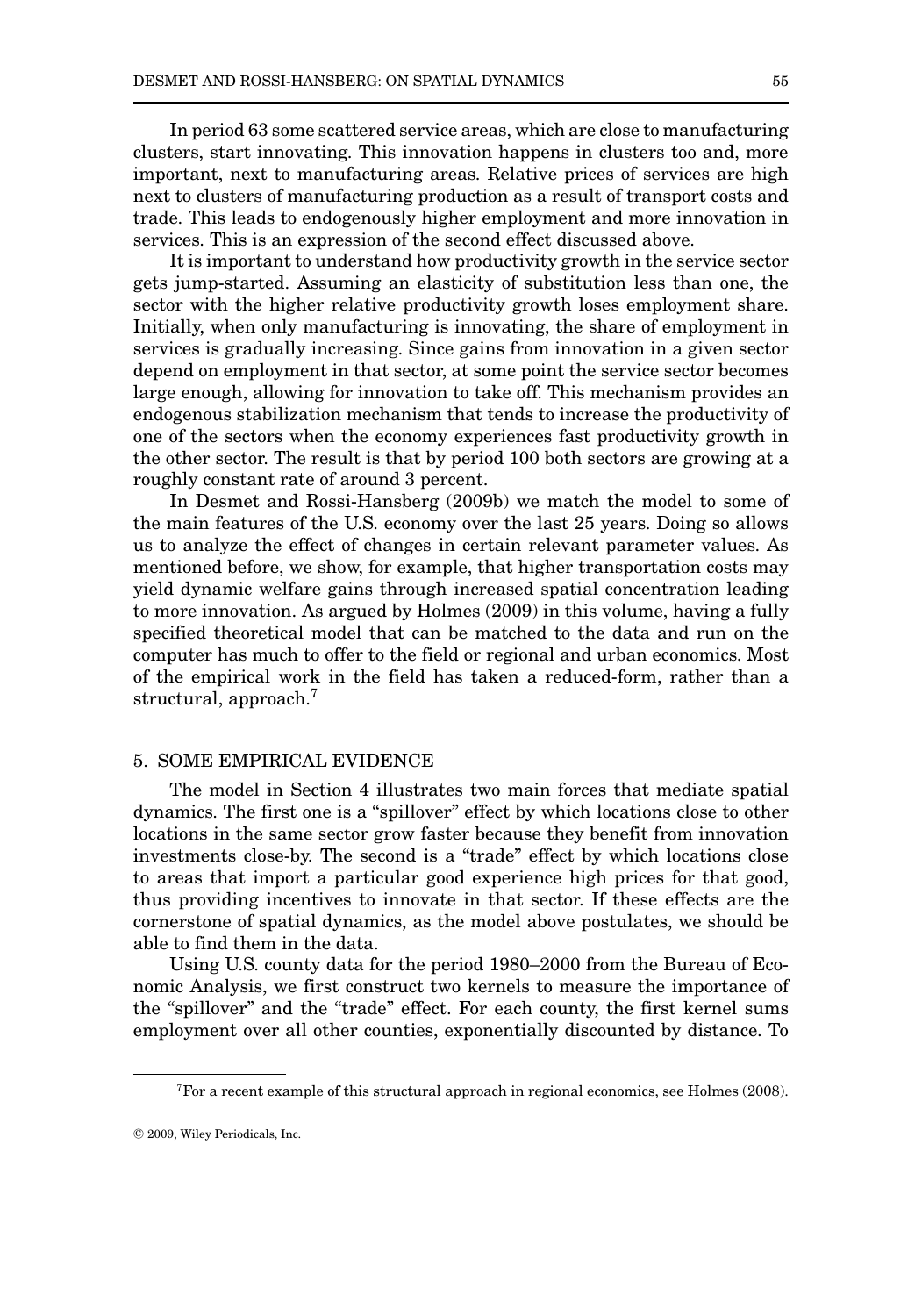In period 63 some scattered service areas, which are close to manufacturing clusters, start innovating. This innovation happens in clusters too and, more important, next to manufacturing areas. Relative prices of services are high next to clusters of manufacturing production as a result of transport costs and trade. This leads to endogenously higher employment and more innovation in services. This is an expression of the second effect discussed above.

It is important to understand how productivity growth in the service sector gets jump-started. Assuming an elasticity of substitution less than one, the sector with the higher relative productivity growth loses employment share. Initially, when only manufacturing is innovating, the share of employment in services is gradually increasing. Since gains from innovation in a given sector depend on employment in that sector, at some point the service sector becomes large enough, allowing for innovation to take off. This mechanism provides an endogenous stabilization mechanism that tends to increase the productivity of one of the sectors when the economy experiences fast productivity growth in the other sector. The result is that by period 100 both sectors are growing at a roughly constant rate of around 3 percent.

In Desmet and Rossi-Hansberg (2009b) we match the model to some of the main features of the U.S. economy over the last 25 years. Doing so allows us to analyze the effect of changes in certain relevant parameter values. As mentioned before, we show, for example, that higher transportation costs may yield dynamic welfare gains through increased spatial concentration leading to more innovation. As argued by Holmes (2009) in this volume, having a fully specified theoretical model that can be matched to the data and run on the computer has much to offer to the field or regional and urban economics. Most of the empirical work in the field has taken a reduced-form, rather than a structural, approach.[7]

## 5. SOME EMPIRICAL EVIDENCE

The model in Section 4 illustrates two main forces that mediate spatial dynamics. The first one is a "spillover" effect by which locations close to other locations in the same sector grow faster because they benefit from innovation investments close-by. The second is a "trade" effect by which locations close to areas that import a particular good experience high prices for that good, thus providing incentives to innovate in that sector. If these effects are the cornerstone of spatial dynamics, as the model above postulates, we should be able to find them in the data.

Using U.S. county data for the period 1980–2000 from the Bureau of Economic Analysis, we first construct two kernels to measure the importance of the "spillover" and the "trade" effect. For each county, the first kernel sums employment over all other counties, exponentially discounted by distance. To

[7] For a recent example of this structural approach in regional economics, see Holmes (2008).

© 2009, Wiley Periodicals, Inc.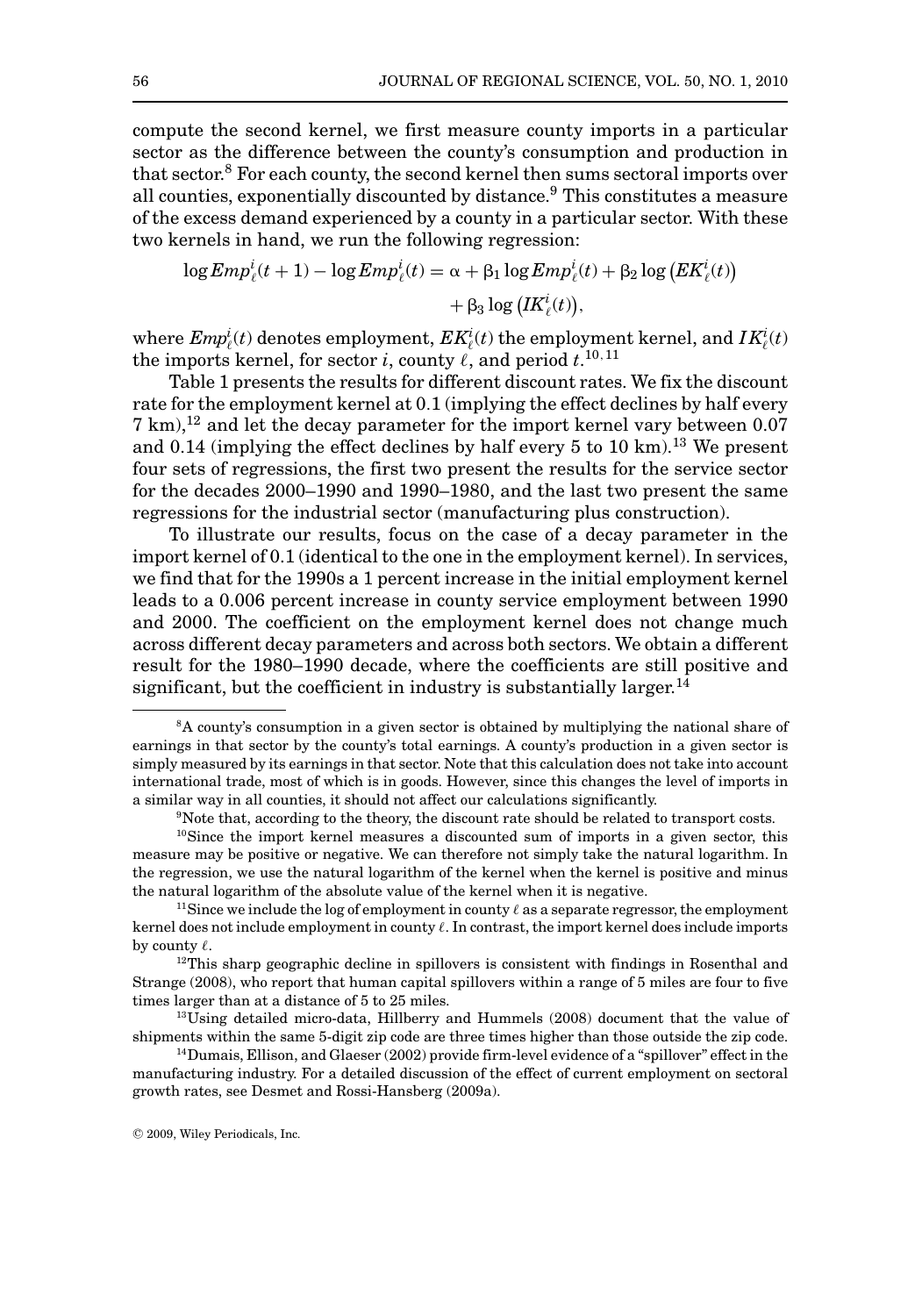compute the second kernel, we first measure county imports in a particular sector as the difference between the county's consumption and production in that sector.[8] For each county, the second kernel then sums sectoral imports over all counties, exponentially discounted by distance.[9] This constitutes a measure of the excess demand experienced by a county in a particular sector. With these two kernels in hand, we run the following regression:

$$\log Emp^i_\ell(t+1) - \log Emp^i_\ell(t) = \alpha + \beta_1 \log Emp^i_\ell(t) + \beta_2 \log\left(EK^i_\ell(t)\right) + \beta_3 \log\left(IK^i_\ell(t)\right),$$

where $Emp^i_\ell(t)$ denotes employment, $EK^i_\ell(t)$ the employment kernel, and $IK^i_\ell(t)$ the imports kernel, for sector $i$, county $\ell$, and period $t$.[10,11]

Table 1 presents the results for different discount rates. We fix the discount rate for the employment kernel at 0.1 (implying the effect declines by half every 7 km),[12] and let the decay parameter for the import kernel vary between 0.07 and 0.14 (implying the effect declines by half every 5 to 10 km).[13] We present four sets of regressions, the first two present the results for the service sector for the decades 2000–1990 and 1990–1980, and the last two present the same regressions for the industrial sector (manufacturing plus construction).

To illustrate our results, focus on the case of a decay parameter in the import kernel of 0.1 (identical to the one in the employment kernel). In services, we find that for the 1990s a 1 percent increase in the initial employment kernel leads to a 0.006 percent increase in county service employment between 1990 and 2000. The coefficient on the employment kernel does not change much across different decay parameters and across both sectors. We obtain a different result for the 1980–1990 decade, where the coefficients are still positive and significant, but the coefficient in industry is substantially larger.[14]

[8] A county's consumption in a given sector is obtained by multiplying the national share of earnings in that sector by the county's total earnings. A county's production in a given sector is simply measured by its earnings in that sector. Note that this calculation does not take into account international trade, most of which is in goods. However, since this changes the level of imports in a similar way in all counties, it should not affect our calculations significantly.

[9] Note that, according to the theory, the discount rate should be related to transport costs.

[10] Since the import kernel measures a discounted sum of imports in a given sector, this measure may be positive or negative. We can therefore not simply take the natural logarithm. In the regression, we use the natural logarithm of the kernel when the kernel is positive and minus the natural logarithm of the absolute value of the kernel when it is negative.

[11] Since we include the log of employment in county $\ell$ as a separate regressor, the employment kernel does not include employment in county $\ell$. In contrast, the import kernel does include imports by county $\ell$.

[12] This sharp geographic decline in spillovers is consistent with findings in Rosenthal and Strange (2008), who report that human capital spillovers within a range of 5 miles are four to five times larger than at a distance of 5 to 25 miles.

[13] Using detailed micro-data, Hillberry and Hummels (2008) document that the value of shipments within the same 5-digit zip code are three times higher than those outside the zip code.

[14] Dumais, Ellison, and Glaeser (2002) provide firm-level evidence of a "spillover" effect in the manufacturing industry. For a detailed discussion of the effect of current employment on sectoral growth rates, see Desmet and Rossi-Hansberg (2009a).

© 2009, Wiley Periodicals, Inc.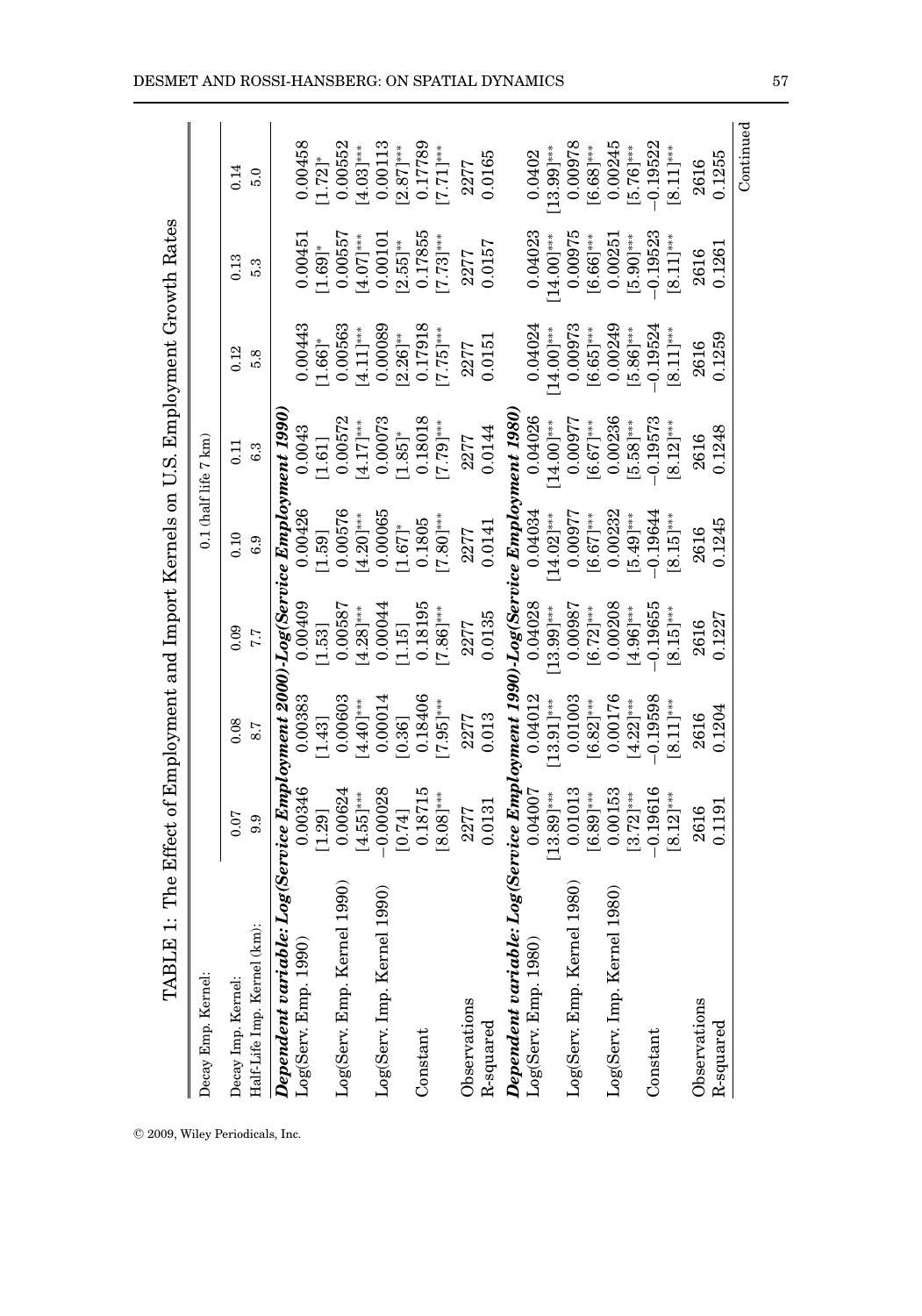TABLE 1: The Effect of Employment and Import Kernels on U.S. Employment Growth Rates

| Decay Emp. Kernel: | | | | 0.1 (half life 7 km) | | | |
|---|---|---|---|---|---|---|---|
| Decay Imp. Kernel: | 0.07 | 0.08 | 0.09 | 0.10 | 0.11 | 0.12 | 0.13 | 0.14 |
| Half-Life Imp. Kernel (km): | 9.9 | 8.7 | 7.7 | 6.9 | 6.3 | 5.8 | 5.3 | 5.0 |
| ***Dependent variable: Log(Service Employment 2000)-Log(Service Employment 1990)*** | | | | | | | | |
| Log(Serv. Emp. 1990) | 0.00346 | 0.00383 | 0.00409 | 0.00426 | 0.0043 | 0.00443 | 0.00451 | 0.00458 |
| | [1.29] | [1.43] | [1.53] | [1.59] | [1.61] | [1.66]* | [1.69]* | [1.72]* |
| Log(Serv. Emp. Kernel 1990) | 0.00624 | 0.00603 | 0.00587 | 0.00576 | 0.00572 | 0.00563 | 0.00557 | 0.00552 |
| | [4.55]*** | [4.40]*** | [4.28]*** | [4.20]*** | [4.17]*** | [4.11]*** | [4.07]*** | [4.03]*** |
| Log(Serv. Imp. Kernel 1990) | −0.00028 | 0.00014 | 0.00044 | 0.00065 | 0.00073 | 0.00089 | 0.00101 | 0.00113 |
| | [0.74] | [0.36] | [1.15] | [1.67]* | [1.85]* | [2.26]** | [2.55]** | [2.87]*** |
| Constant | 0.18715 | 0.18406 | 0.18195 | 0.1805 | 0.18018 | 0.17918 | 0.17855 | 0.17789 |
| | [8.08]*** | [7.95]*** | [7.86]*** | [7.80]*** | [7.79]*** | [7.75]*** | [7.73]*** | [7.71]*** |
| Observations | 2277 | 2277 | 2277 | 2277 | 2277 | 2277 | 2277 | 2277 |
| R-squared | 0.0131 | 0.013 | 0.0135 | 0.0141 | 0.0144 | 0.0151 | 0.0157 | 0.0165 |
| ***Dependent variable: Log(Service Employment 1990)-Log(Service Employment 1980)*** | | | | | | | | |
| Log(Serv. Emp. 1980) | 0.04007 | 0.04012 | 0.04028 | 0.04034 | 0.04026 | 0.04024 | 0.04023 | 0.0402 |
| | [13.89]*** | [13.91]*** | [13.99]*** | [14.02]*** | [14.00]*** | [14.00]*** | [14.00]*** | [13.99]*** |
| Log(Serv. Emp. Kernel 1980) | 0.01013 | 0.01003 | 0.00987 | 0.00977 | 0.00977 | 0.00973 | 0.00975 | 0.00978 |
| | [6.89]*** | [6.82]*** | [6.72]*** | [6.67]*** | [6.67]*** | [6.65]*** | [6.66]*** | [6.68]*** |
| Log(Serv. Imp. Kernel 1980) | 0.00153 | 0.00176 | 0.00208 | 0.00232 | 0.00236 | 0.00249 | 0.00251 | 0.00245 |
| | [3.72]*** | [4.22]*** | [4.96]*** | [5.49]*** | [5.58]*** | [5.86]*** | [5.90]*** | [5.76]*** |
| Constant | −0.19616 | −0.19598 | −0.19655 | −0.19644 | −0.19573 | −0.19524 | −0.19523 | −0.19522 |
| | [8.12]*** | [8.11]*** | [8.15]*** | [8.15]*** | [8.12]*** | [8.11]*** | [8.11]*** | [8.11]*** |
| Observations | 2616 | 2616 | 2616 | 2616 | 2616 | 2616 | 2616 | 2616 |
| R-squared | 0.1191 | 0.1204 | 0.1227 | 0.1245 | 0.1248 | 0.1259 | 0.1261 | 0.1255 |

Continued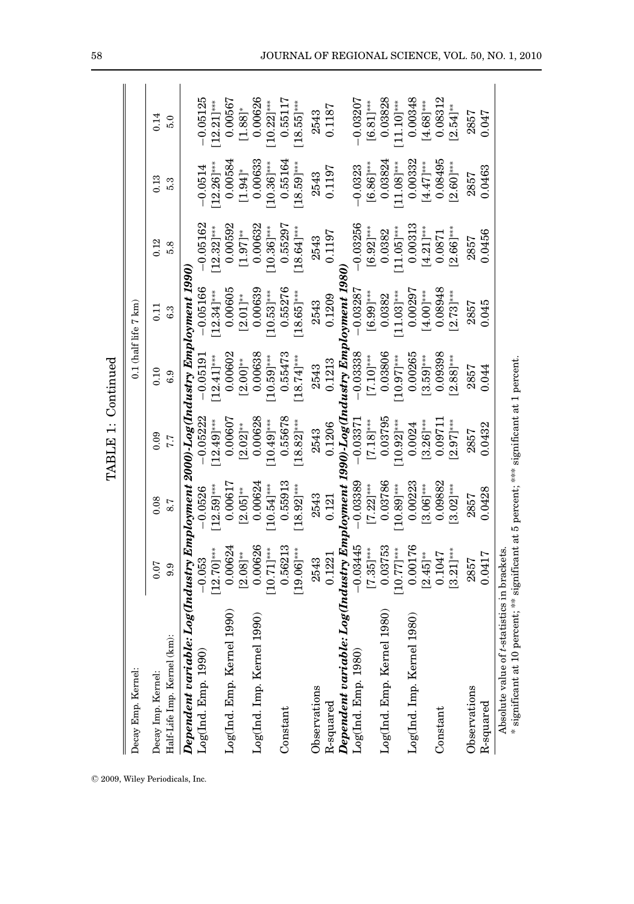TABLE 1: Continued

| Decay Emp. Kernel: | | | 0.1 (half life 7 km) | | | | |
|---|---|---|---|---|---|---|---|
| Decay Imp. Kernel: | 0.07 | 0.08 | 0.09 | 0.10 | 0.11 | 0.12 | 0.13 | 0.14 |
| Half-Life Imp. Kernel (km): | 9.9 | 8.7 | 7.7 | 6.9 | 6.3 | 5.8 | 5.3 | 5.0 |
| ***Dependent variable: Log(Industry Employment 2000)-Log(Industry Employment 1990)*** | | | | | | | | |
| Log(Ind. Emp. 1990) | −0.053 | −0.0526 | −0.05222 | −0.05191 | −0.05166 | −0.05162 | −0.0514 | −0.05125 |
| | [12.70]*** | [12.59]*** | [12.49]*** | [12.41]*** | [12.34]*** | [12.32]*** | [12.26]*** | [12.21]*** |
| Log(Ind. Emp. Kernel 1990) | 0.00624 | 0.00617 | 0.00607 | 0.00602 | 0.00605 | 0.00592 | 0.00584 | 0.00567 |
| | [2.08]** | [2.05]** | [2.02]** | [2.00]** | [2.01]** | [1.97]** | [1.94]* | [1.88]* |
| Log(Ind. Imp. Kernel 1990) | 0.00626 | 0.00624 | 0.00628 | 0.00638 | 0.00639 | 0.00632 | 0.00633 | 0.00626 |
| | [10.71]*** | [10.54]*** | [10.49]*** | [10.59]*** | [10.53]*** | [10.36]*** | [10.36]*** | [10.22]*** |
| Constant | 0.56213 | 0.55913 | 0.55678 | 0.55473 | 0.55276 | 0.55297 | 0.55164 | 0.55117 |
| | [19.06]*** | [18.92]*** | [18.82]*** | [18.74]*** | [18.65]*** | [18.64]*** | [18.59]*** | [18.55]*** |
| Observations | 2543 | 2543 | 2543 | 2543 | 2543 | 2543 | 2543 | 2543 |
| R-squared | 0.1221 | 0.121 | 0.1206 | 0.1213 | 0.1209 | 0.1197 | 0.1197 | 0.1187 |
| ***Dependent variable: Log(Industry Employment 1990)-Log(Industry Employment 1980)*** | | | | | | | | |
| Log(Ind. Emp. 1980) | −0.03445 | −0.03389 | −0.03371 | −0.03338 | −0.03287 | −0.03256 | −0.0323 | −0.03207 |
| | [7.35]*** | [7.22]*** | [7.18]*** | [7.10]*** | [6.99]*** | [6.92]*** | [6.86]*** | [6.81]*** |
| Log(Ind. Emp. Kernel 1980) | 0.03753 | 0.03786 | 0.03795 | 0.03806 | 0.0382 | 0.0382 | 0.03824 | 0.03828 |
| | [10.77]*** | [10.89]*** | [10.92]*** | [10.97]*** | [11.03]*** | [11.05]*** | [11.08]*** | [11.10]*** |
| Log(Ind. Imp. Kernel 1980) | 0.00176 | 0.00223 | 0.0024 | 0.00265 | 0.00297 | 0.00313 | 0.00332 | 0.00348 |
| | [2.45]** | [3.06]*** | [3.26]*** | [3.59]*** | [4.00]*** | [4.21]*** | [4.47]*** | [4.68]*** |
| Constant | 0.1047 | 0.09882 | 0.09711 | 0.09398 | 0.08948 | 0.0871 | 0.08495 | 0.08312 |
| | [3.21]*** | [3.02]*** | [2.97]*** | [2.88]*** | [2.73]*** | [2.66]*** | [2.60]*** | [2.54]** |
| Observations | 2857 | 2857 | 2857 | 2857 | 2857 | 2857 | 2857 | 2857 |
| R-squared | 0.0417 | 0.0428 | 0.0432 | 0.044 | 0.045 | 0.0456 | 0.0463 | 0.047 |

Absolute value of *t*-statistics in brackets.
* significant at 10 percent; ** significant at 5 percent; *** significant at 1 percent.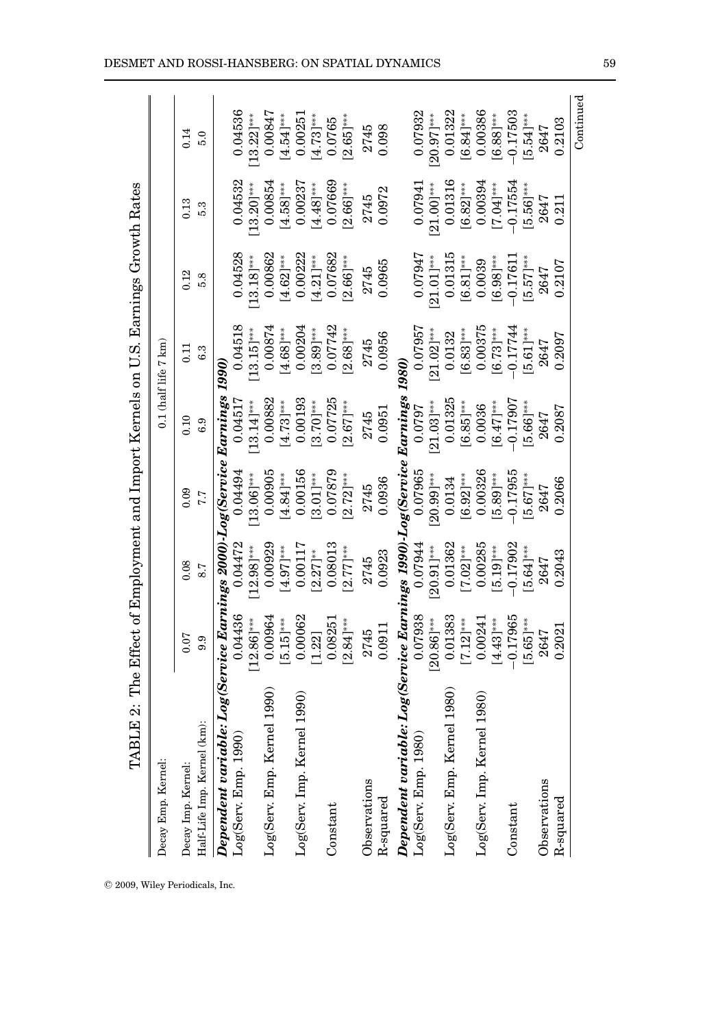TABLE 2: The Effect of Employment and Import Kernels on U.S. Earnings Growth Rates

| Decay Emp. Kernel: | 0.1 (half life 7 km) | | | | | | | |
|---|---|---|---|---|---|---|---|---|
| Decay Imp. Kernel: | 0.07 | 0.08 | 0.09 | 0.10 | 0.11 | 0.12 | 0.13 | 0.14 |
| Half-Life Imp. Kernel (km): | 9.9 | 8.7 | 7.7 | 6.9 | 6.3 | 5.8 | 5.3 | 5.0 |
| ***Dependent variable: Log(Service Earnings 2000)-Log(Service Earnings 1990)*** | | | | | | | | |
| Log(Serv. Emp. 1990) | 0.04436 | 0.04472 | 0.04494 | 0.04517 | 0.04518 | 0.04528 | 0.04532 | 0.04536 |
| | [12.86]*** | [12.98]*** | [13.06]*** | [13.14]*** | [13.15]*** | [13.18]*** | [13.20]*** | [13.22]*** |
| Log(Serv. Emp. Kernel 1990) | 0.00964 | 0.00929 | 0.00905 | 0.00882 | 0.00874 | 0.00862 | 0.00854 | 0.00847 |
| | [5.15]*** | [4.97]*** | [4.84]*** | [4.73]*** | [4.68]*** | [4.62]*** | [4.58]*** | [4.54]*** |
| Log(Serv. Imp. Kernel 1990) | 0.00062 | 0.00117 | 0.00156 | 0.00193 | 0.00204 | 0.00222 | 0.00237 | 0.00251 |
| | [1.22] | [2.27]** | [3.01]*** | [3.70]*** | [3.89]*** | [4.21]*** | [4.48]*** | [4.73]*** |
| Constant | 0.08251 | 0.08013 | 0.07879 | 0.07725 | 0.07742 | 0.07682 | 0.07669 | 0.0765 |
| | [2.84]*** | [2.77]*** | [2.72]*** | [2.67]*** | [2.68]*** | [2.66]*** | [2.66]*** | [2.65]*** |
| Observations | 2745 | 2745 | 2745 | 2745 | 2745 | 2745 | 2745 | 2745 |
| R-squared | 0.0911 | 0.0923 | 0.0936 | 0.0951 | 0.0956 | 0.0965 | 0.0972 | 0.098 |
| ***Dependent variable: Log(Service Earnings 1990)-Log(Service Earnings 1980)*** | | | | | | | | |
| Log(Serv. Emp. 1980) | 0.07938 | 0.07944 | 0.07965 | 0.0797 | 0.07957 | 0.07947 | 0.07941 | 0.07932 |
| | [20.86]*** | [20.91]*** | [20.99]*** | [21.03]*** | [21.02]*** | [21.01]*** | [21.00]*** | [20.97]*** |
| Log(Serv. Emp. Kernel 1980) | 0.01383 | 0.01362 | 0.0134 | 0.01325 | 0.0132 | 0.01315 | 0.01316 | 0.01322 |
| | [7.12]*** | [7.02]*** | [6.92]*** | [6.85]*** | [6.83]*** | [6.81]*** | [6.82]*** | [6.84]*** |
| Log(Serv. Imp. Kernel 1980) | 0.00241 | 0.00285 | 0.00326 | 0.0036 | 0.00375 | 0.0039 | 0.00394 | 0.00386 |
| | [4.43]*** | [5.19]*** | [5.89]*** | [6.47]*** | [6.73]*** | [6.98]*** | [7.04]*** | [6.88]*** |
| Constant | −0.17965 | −0.17902 | −0.17955 | −0.17907 | −0.17744 | −0.17611 | −0.17554 | −0.17503 |
| | [5.65]*** | [5.64]*** | [5.67]*** | [5.66]*** | [5.61]*** | [5.57]*** | [5.56]*** | [5.54]*** |
| Observations | 2647 | 2647 | 2647 | 2647 | 2647 | 2647 | 2647 | 2647 |
| R-squared | 0.2021 | 0.2043 | 0.2066 | 0.2087 | 0.2097 | 0.2107 | 0.211 | 0.2103 |

Continued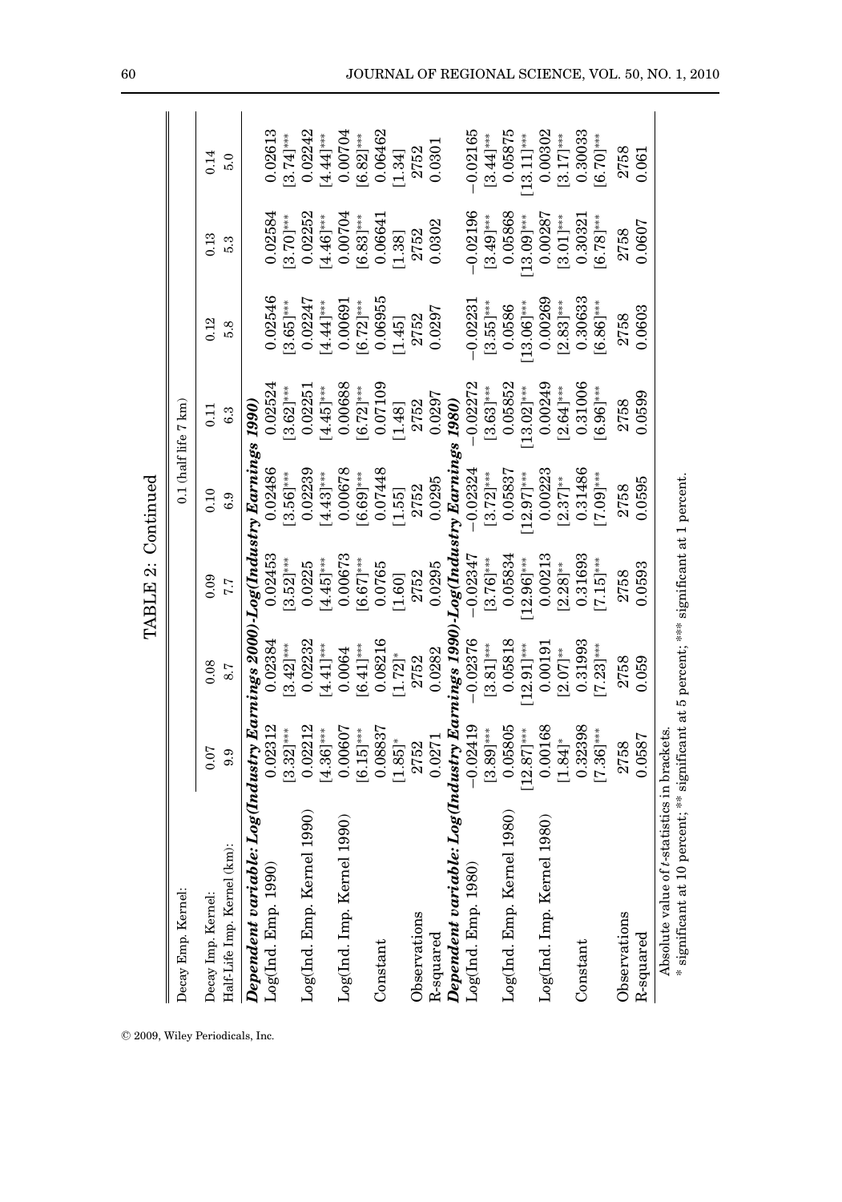TABLE 2: Continued

| Decay Emp. Kernel: | | | 0.1 (half life 7 km) | | | | |
|---|---|---|---|---|---|---|---|
| Decay Imp. Kernel: | 0.07 | 0.08 | 0.09 | 0.10 | 0.11 | 0.12 | 0.13 | 0.14 |
| Half-Life Imp. Kernel (km): | 9.9 | 8.7 | 7.7 | 6.9 | 6.3 | 5.8 | 5.3 | 5.0 |
| ***Dependent variable: Log(Industry Earnings 2000)-Log(Industry Earnings 1990)*** | | | | | | | | |
| Log(Ind. Emp. 1990) | 0.02312 | 0.02384 | 0.02453 | 0.02486 | 0.02524 | 0.02546 | 0.02584 | 0.02613 |
| | [3.32]*** | [3.42]*** | [3.52]*** | [3.56]*** | [3.62]*** | [3.65]*** | [3.70]*** | [3.74]*** |
| Log(Ind. Emp. Kernel 1990) | 0.02212 | 0.02232 | 0.0225 | 0.02239 | 0.02251 | 0.02247 | 0.02252 | 0.02242 |
| | [4.36]*** | [4.41]*** | [4.45]*** | [4.43]*** | [4.45]*** | [4.44]*** | [4.46]*** | [4.44]*** |
| Log(Ind. Imp. Kernel 1990) | 0.00607 | 0.0064 | 0.00673 | 0.00678 | 0.00688 | 0.00691 | 0.00704 | 0.00704 |
| | [6.15]*** | [6.41]*** | [6.67]*** | [6.69]*** | [6.72]*** | [6.72]*** | [6.83]*** | [6.82]*** |
| Constant | 0.08837 | 0.08216 | 0.0765 | 0.07448 | 0.07109 | 0.06955 | 0.06641 | 0.06462 |
| | [1.85]* | [1.72]* | [1.60] | [1.55] | [1.48] | [1.45] | [1.38] | [1.34] |
| Observations | 2752 | 2752 | 2752 | 2752 | 2752 | 2752 | 2752 | 2752 |
| R-squared | 0.0271 | 0.0282 | 0.0295 | 0.0295 | 0.0297 | 0.0297 | 0.0302 | 0.0301 |
| ***Dependent variable: Log(Industry Earnings 1990)-Log(Industry Earnings 1980)*** | | | | | | | | |
| Log(Ind. Emp. 1980) | −0.02419 | −0.02376 | −0.02347 | −0.02324 | −0.02272 | −0.02231 | −0.02196 | −0.02165 |
| | [3.89]*** | [3.81]*** | [3.76]*** | [3.72]*** | [3.63]*** | [3.55]*** | [3.49]*** | [3.44]*** |
| Log(Ind. Emp. Kernel 1980) | 0.05805 | 0.05818 | 0.05834 | 0.05837 | 0.05852 | 0.0586 | 0.05868 | 0.05875 |
| | [12.87]*** | [12.91]*** | [12.96]*** | [12.97]*** | [13.02]*** | [13.06]*** | [13.09]*** | [13.11]*** |
| Log(Ind. Imp. Kernel 1980) | 0.00168 | 0.00191 | 0.00213 | 0.00223 | 0.00249 | 0.00269 | 0.00287 | 0.00302 |
| | [1.84]* | [2.07]** | [2.28]** | [2.37]** | [2.64]*** | [2.83]*** | [3.01]*** | [3.17]*** |
| Constant | 0.32398 | 0.31993 | 0.31693 | 0.31486 | 0.31006 | 0.30633 | 0.30321 | 0.30033 |
| | [7.36]*** | [7.23]*** | [7.15]*** | [7.09]*** | [6.96]*** | [6.86]*** | [6.78]*** | [6.70]*** |
| Observations | 2758 | 2758 | 2758 | 2758 | 2758 | 2758 | 2758 | 2758 |
| R-squared | 0.0587 | 0.059 | 0.0593 | 0.0595 | 0.0599 | 0.0603 | 0.0607 | 0.061 |

Absolute value of $t$-statistics in brackets.
\* significant at 10 percent; \*\* significant at 5 percent; \*\*\* significant at 1 percent.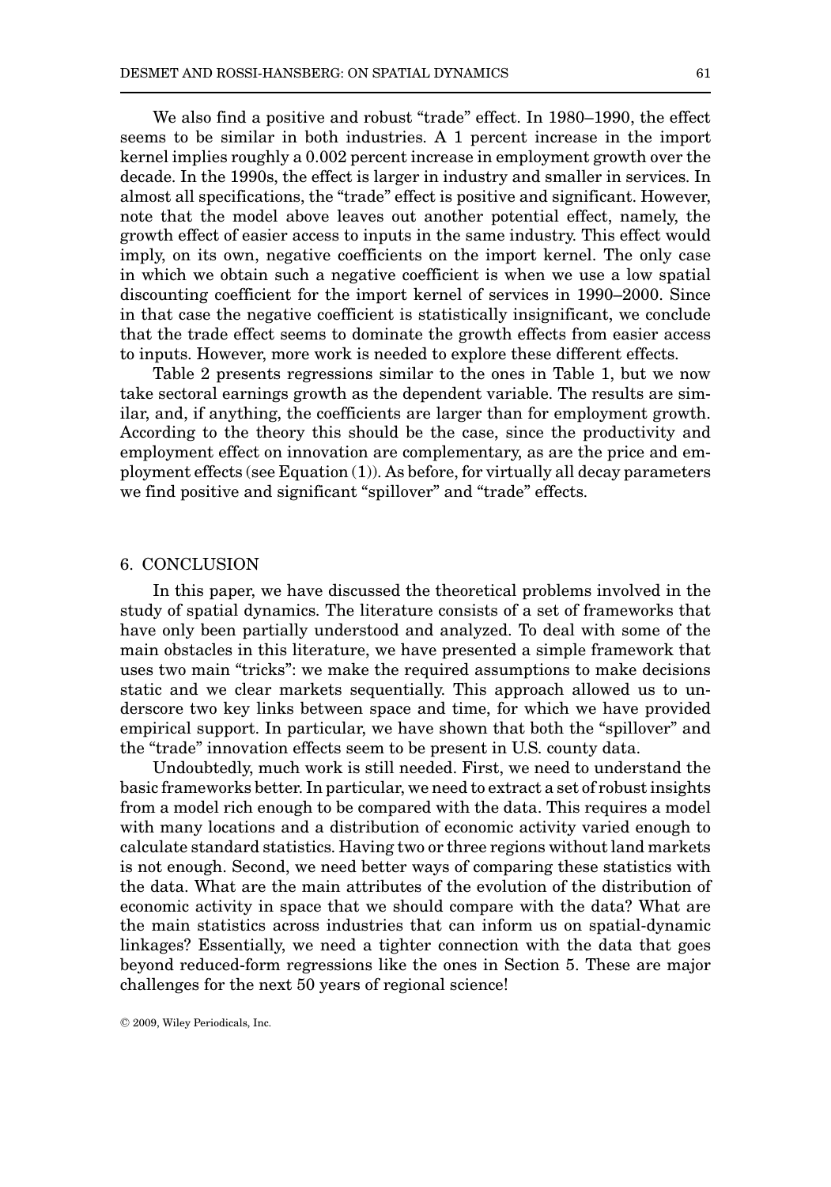We also find a positive and robust "trade" effect. In 1980–1990, the effect seems to be similar in both industries. A 1 percent increase in the import kernel implies roughly a 0.002 percent increase in employment growth over the decade. In the 1990s, the effect is larger in industry and smaller in services. In almost all specifications, the "trade" effect is positive and significant. However, note that the model above leaves out another potential effect, namely, the growth effect of easier access to inputs in the same industry. This effect would imply, on its own, negative coefficients on the import kernel. The only case in which we obtain such a negative coefficient is when we use a low spatial discounting coefficient for the import kernel of services in 1990–2000. Since in that case the negative coefficient is statistically insignificant, we conclude that the trade effect seems to dominate the growth effects from easier access to inputs. However, more work is needed to explore these different effects.

Table 2 presents regressions similar to the ones in Table 1, but we now take sectoral earnings growth as the dependent variable. The results are similar, and, if anything, the coefficients are larger than for employment growth. According to the theory this should be the case, since the productivity and employment effect on innovation are complementary, as are the price and employment effects (see Equation (1)). As before, for virtually all decay parameters we find positive and significant "spillover" and "trade" effects.

## 6. CONCLUSION

In this paper, we have discussed the theoretical problems involved in the study of spatial dynamics. The literature consists of a set of frameworks that have only been partially understood and analyzed. To deal with some of the main obstacles in this literature, we have presented a simple framework that uses two main "tricks": we make the required assumptions to make decisions static and we clear markets sequentially. This approach allowed us to underscore two key links between space and time, for which we have provided empirical support. In particular, we have shown that both the "spillover" and the "trade" innovation effects seem to be present in U.S. county data.

Undoubtedly, much work is still needed. First, we need to understand the basic frameworks better. In particular, we need to extract a set of robust insights from a model rich enough to be compared with the data. This requires a model with many locations and a distribution of economic activity varied enough to calculate standard statistics. Having two or three regions without land markets is not enough. Second, we need better ways of comparing these statistics with the data. What are the main attributes of the evolution of the distribution of economic activity in space that we should compare with the data? What are the main statistics across industries that can inform us on spatial-dynamic linkages? Essentially, we need a tighter connection with the data that goes beyond reduced-form regressions like the ones in Section 5. These are major challenges for the next 50 years of regional science!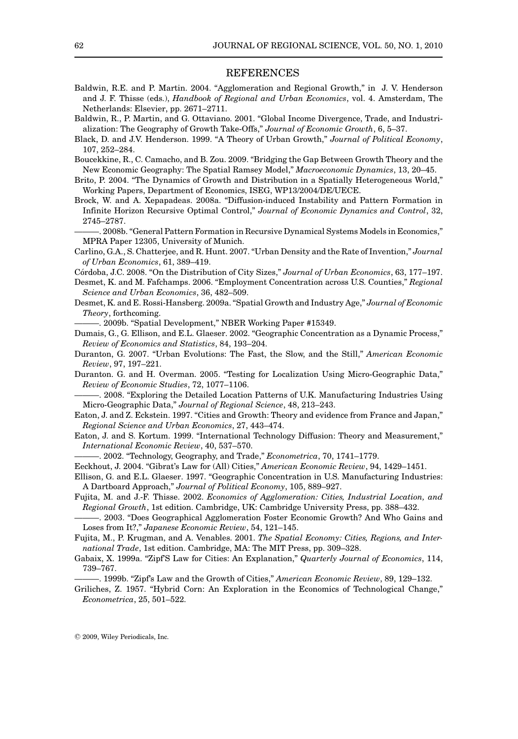## REFERENCES

Baldwin, R.E. and P. Martin. 2004. "Agglomeration and Regional Growth," in J. V. Henderson and J. F. Thisse (eds.), *Handbook of Regional and Urban Economics*, vol. 4. Amsterdam, The Netherlands: Elsevier, pp. 2671–2711.

Baldwin, R., P. Martin, and G. Ottaviano. 2001. "Global Income Divergence, Trade, and Industrialization: The Geography of Growth Take-Offs," *Journal of Economic Growth*, 6, 5–37.

Black, D. and J.V. Henderson. 1999. "A Theory of Urban Growth," *Journal of Political Economy*, 107, 252–284.

Boucekkine, R., C. Camacho, and B. Zou. 2009. "Bridging the Gap Between Growth Theory and the New Economic Geography: The Spatial Ramsey Model," *Macroeconomic Dynamics*, 13, 20–45.

Brito, P. 2004. "The Dynamics of Growth and Distribution in a Spatially Heterogeneous World," Working Papers, Department of Economics, ISEG, WP13/2004/DE/UECE.

Brock, W. and A. Xepapadeas. 2008a. "Diffusion-induced Instability and Pattern Formation in Infinite Horizon Recursive Optimal Control," *Journal of Economic Dynamics and Control*, 32, 2745–2787.

———. 2008b. "General Pattern Formation in Recursive Dynamical Systems Models in Economics," MPRA Paper 12305, University of Munich.

Carlino, G.A., S. Chatterjee, and R. Hunt. 2007. "Urban Density and the Rate of Invention," *Journal of Urban Economics*, 61, 389–419.

Córdoba, J.C. 2008. "On the Distribution of City Sizes," *Journal of Urban Economics*, 63, 177–197.

Desmet, K. and M. Fafchamps. 2006. "Employment Concentration across U.S. Counties," *Regional Science and Urban Economics*, 36, 482–509.

Desmet, K. and E. Rossi-Hansberg. 2009a. "Spatial Growth and Industry Age," *Journal of Economic Theory*, forthcoming.

———. 2009b. "Spatial Development," NBER Working Paper #15349.

Dumais, G., G. Ellison, and E.L. Glaeser. 2002. "Geographic Concentration as a Dynamic Process," *Review of Economics and Statistics*, 84, 193–204.

Duranton, G. 2007. "Urban Evolutions: The Fast, the Slow, and the Still," *American Economic Review*, 97, 197–221.

Duranton. G. and H. Overman. 2005. "Testing for Localization Using Micro-Geographic Data," *Review of Economic Studies*, 72, 1077–1106.

———. 2008. "Exploring the Detailed Location Patterns of U.K. Manufacturing Industries Using Micro-Geographic Data," *Journal of Regional Science*, 48, 213–243.

Eaton, J. and Z. Eckstein. 1997. "Cities and Growth: Theory and evidence from France and Japan," *Regional Science and Urban Economics*, 27, 443–474.

Eaton, J. and S. Kortum. 1999. "International Technology Diffusion: Theory and Measurement," *International Economic Review*, 40, 537–570.

———. 2002. "Technology, Geography, and Trade," *Econometrica*, 70, 1741–1779.

Eeckhout, J. 2004. "Gibrat's Law for (All) Cities," *American Economic Review*, 94, 1429–1451.

Ellison, G. and E.L. Glaeser. 1997. "Geographic Concentration in U.S. Manufacturing Industries: A Dartboard Approach," *Journal of Political Economy*, 105, 889–927.

Fujita, M. and J.-F. Thisse. 2002. *Economics of Agglomeration: Cities, Industrial Location, and Regional Growth*, 1st edition. Cambridge, UK: Cambridge University Press, pp. 388–432.

———. 2003. "Does Geographical Agglomeration Foster Economic Growth? And Who Gains and Loses from It?," *Japanese Economic Review*, 54, 121–145.

Fujita, M., P. Krugman, and A. Venables. 2001. *The Spatial Economy: Cities, Regions, and International Trade*, 1st edition. Cambridge, MA: The MIT Press, pp. 309–328.

Gabaix, X. 1999a. "Zipf'S Law for Cities: An Explanation," *Quarterly Journal of Economics*, 114, 739–767.

———. 1999b. "Zipf's Law and the Growth of Cities," *American Economic Review*, 89, 129–132.

Griliches, Z. 1957. "Hybrid Corn: An Exploration in the Economics of Technological Change," *Econometrica*, 25, 501–522.

© 2009, Wiley Periodicals, Inc.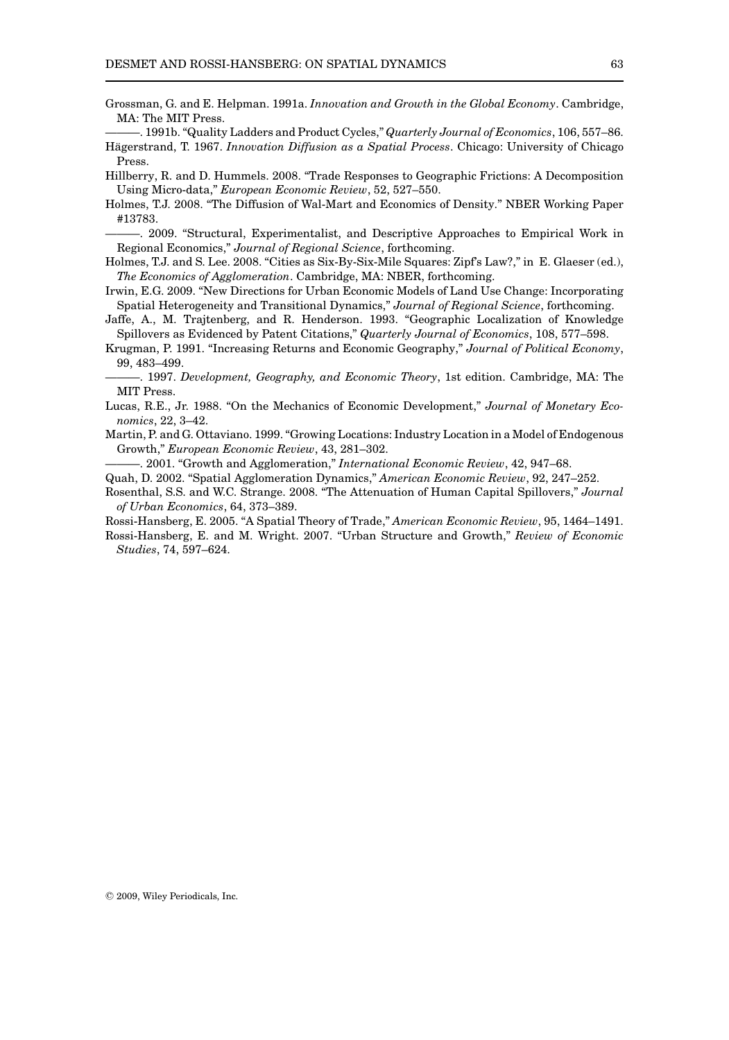Grossman, G. and E. Helpman. 1991a. *Innovation and Growth in the Global Economy*. Cambridge, MA: The MIT Press.

———. 1991b. "Quality Ladders and Product Cycles," *Quarterly Journal of Economics*, 106, 557–86.

Hägerstrand, T. 1967. *Innovation Diffusion as a Spatial Process*. Chicago: University of Chicago Press.

Hillberry, R. and D. Hummels. 2008. "Trade Responses to Geographic Frictions: A Decomposition Using Micro-data," *European Economic Review*, 52, 527–550.

Holmes, T.J. 2008. "The Diffusion of Wal-Mart and Economics of Density." NBER Working Paper #13783.

———. 2009. "Structural, Experimentalist, and Descriptive Approaches to Empirical Work in Regional Economics," *Journal of Regional Science*, forthcoming.

Holmes, T.J. and S. Lee. 2008. "Cities as Six-By-Six-Mile Squares: Zipf's Law?," in E. Glaeser (ed.), *The Economics of Agglomeration*. Cambridge, MA: NBER, forthcoming.

Irwin, E.G. 2009. "New Directions for Urban Economic Models of Land Use Change: Incorporating Spatial Heterogeneity and Transitional Dynamics," *Journal of Regional Science*, forthcoming.

Jaffe, A., M. Trajtenberg, and R. Henderson. 1993. "Geographic Localization of Knowledge Spillovers as Evidenced by Patent Citations," *Quarterly Journal of Economics*, 108, 577–598.

Krugman, P. 1991. "Increasing Returns and Economic Geography," *Journal of Political Economy*, 99, 483–499.

———. 1997. *Development, Geography, and Economic Theory*, 1st edition. Cambridge, MA: The MIT Press.

Lucas, R.E., Jr. 1988. "On the Mechanics of Economic Development," *Journal of Monetary Economics*, 22, 3–42.

Martin, P. and G. Ottaviano. 1999. "Growing Locations: Industry Location in a Model of Endogenous Growth," *European Economic Review*, 43, 281–302.

———. 2001. "Growth and Agglomeration," *International Economic Review*, 42, 947–68.

Quah, D. 2002. "Spatial Agglomeration Dynamics," *American Economic Review*, 92, 247–252.

Rosenthal, S.S. and W.C. Strange. 2008. "The Attenuation of Human Capital Spillovers," *Journal of Urban Economics*, 64, 373–389.

Rossi-Hansberg, E. 2005. "A Spatial Theory of Trade," *American Economic Review*, 95, 1464–1491.

Rossi-Hansberg, E. and M. Wright. 2007. "Urban Structure and Growth," *Review of Economic Studies*, 74, 597–624.